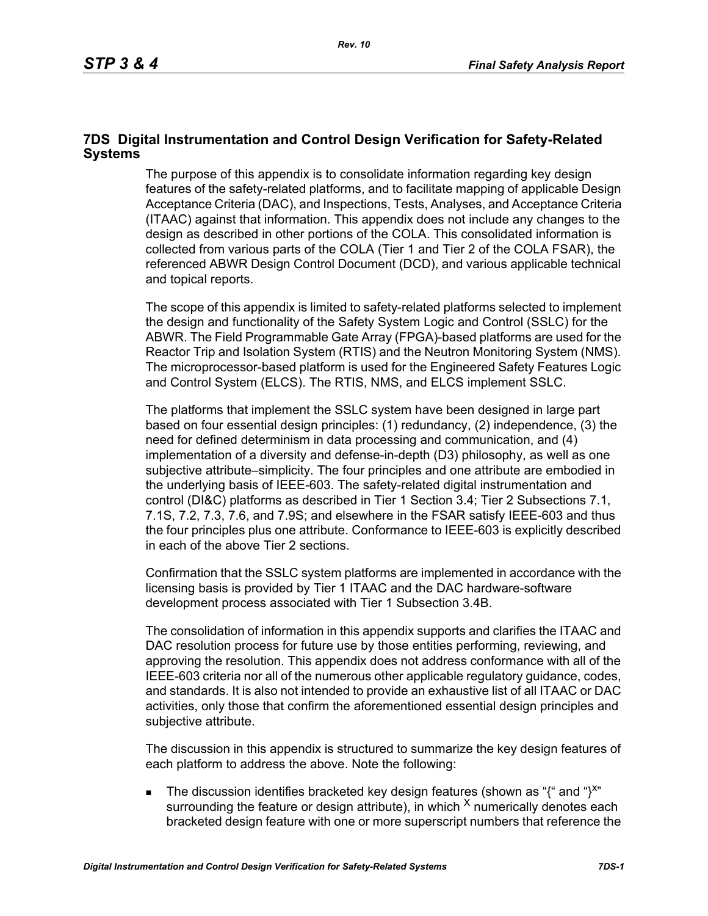# 7DS Digital Instrumentation and Control Design Verification for Safety-Related Systems

The purpose of this appendix is to consolidate information regarding key design features of the safety-related platforms, and to facilitate mapping of applicable Design Acceptance Criteria (DAC), and Inspections, Tests, Analyses, and Acceptance Criteria (ITAAC) against that information. This appendix does not include any changes to the design as described in other portions of the COLA. This consolidated information is collected from various parts of the COLA (Tier 1 and Tier 2 of the COLA FSAR), the referenced ABWR Design Control Document (DCD), and various applicable technical and topical reports.

The scope of this appendix is limited to safety-related platforms selected to implement the design and functionality of the Safety System Logic and Control (SSLC) for the ABWR. The Field Programmable Gate Array (FPGA)-based platforms are used for the Reactor Trip and Isolation System (RTIS) and the Neutron Monitoring System (NMS). The microprocessor-based platform is used for the Engineered Safety Features Logic and Control System (ELCS). The RTIS, NMS, and ELCS implement SSLC.

The platforms that implement the SSLC system have been designed in large part based on four essential design principles: (1) redundancy, (2) independence, (3) the need for defined determinism in data processing and communication, and (4) implementation of a diversity and defense-in-depth (D3) philosophy, as well as one subjective attribute–simplicity. The four principles and one attribute are embodied in the underlying basis of IEEE-603. The safety-related digital instrumentation and control (DI&C) platforms as described in Tier 1 Section 3.4; Tier 2 Subsections 7.1, 7.1S, 7.2, 7.3, 7.6, and 7.9S; and elsewhere in the FSAR satisfy IEEE-603 and thus the four principles plus one attribute. Conformance to IEEE-603 is explicitly described in each of the above Tier 2 sections.

Confirmation that the SSLC system platforms are implemented in accordance with the licensing basis is provided by Tier 1 ITAAC and the DAC hardware-software development process associated with Tier 1 Subsection 3.4B.

The consolidation of information in this appendix supports and clarifies the ITAAC and DAC resolution process for future use by those entities performing, reviewing, and approving the resolution. This appendix does not address conformance with all of the IEEE-603 criteria nor all of the numerous other applicable regulatory guidance, codes, and standards. It is also not intended to provide an exhaustive list of all ITAAC or DAC activities, only those that confirm the aforementioned essential design principles and subjective attribute.

The discussion in this appendix is structured to summarize the key design features of each platform to address the above. Note the following:

- The discussion identifies bracketed key design features (shown as "{" and "}$^{X}$" surrounding the feature or design attribute), in which $^{X}$ numerically denotes each bracketed design feature with one or more superscript numbers that reference the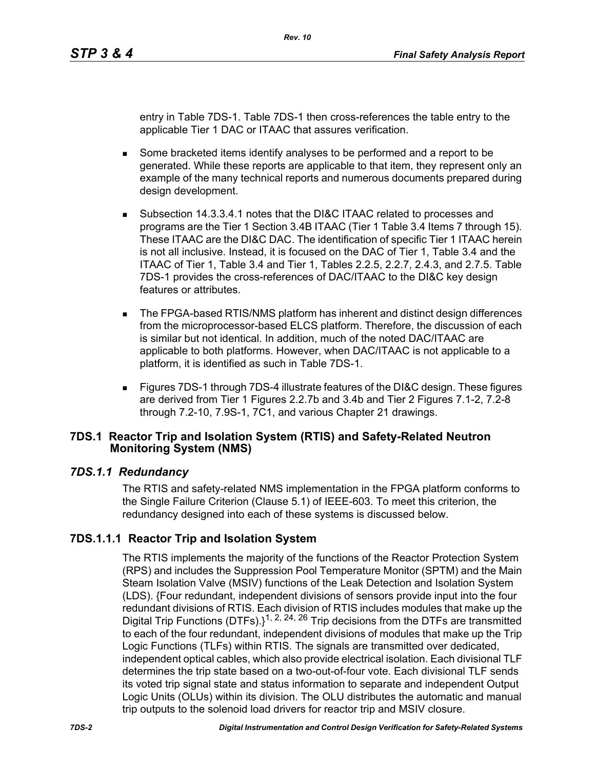entry in Table 7DS-1. Table 7DS-1 then cross-references the table entry to the applicable Tier 1 DAC or ITAAC that assures verification.

- Some bracketed items identify analyses to be performed and a report to be generated. While these reports are applicable to that item, they represent only an example of the many technical reports and numerous documents prepared during design development.
- Subsection 14.3.3.4.1 notes that the DI&C ITAAC related to processes and programs are the Tier 1 Section 3.4B ITAAC (Tier 1 Table 3.4 Items 7 through 15). These ITAAC are the DI&C DAC. The identification of specific Tier 1 ITAAC herein is not all inclusive. Instead, it is focused on the DAC of Tier 1, Table 3.4 and the ITAAC of Tier 1, Table 3.4 and Tier 1, Tables 2.2.5, 2.2.7, 2.4.3, and 2.7.5. Table 7DS-1 provides the cross-references of DAC/ITAAC to the DI&C key design features or attributes.
- The FPGA-based RTIS/NMS platform has inherent and distinct design differences from the microprocessor-based ELCS platform. Therefore, the discussion of each is similar but not identical. In addition, much of the noted DAC/ITAAC are applicable to both platforms. However, when DAC/ITAAC is not applicable to a platform, it is identified as such in Table 7DS-1.
- Figures 7DS-1 through 7DS-4 illustrate features of the DI&C design. These figures are derived from Tier 1 Figures 2.2.7b and 3.4b and Tier 2 Figures 7.1-2, 7.2-8 through 7.2-10, 7.9S-1, 7C1, and various Chapter 21 drawings.

## 7DS.1 Reactor Trip and Isolation System (RTIS) and Safety-Related Neutron Monitoring System (NMS)

### *7DS.1.1 Redundancy*

The RTIS and safety-related NMS implementation in the FPGA platform conforms to the Single Failure Criterion (Clause 5.1) of IEEE-603. To meet this criterion, the redundancy designed into each of these systems is discussed below.

#### 7DS.1.1.1 Reactor Trip and Isolation System

The RTIS implements the majority of the functions of the Reactor Protection System (RPS) and includes the Suppression Pool Temperature Monitor (SPTM) and the Main Steam Isolation Valve (MSIV) functions of the Leak Detection and Isolation System (LDS). {Four redundant, independent divisions of sensors provide input into the four redundant divisions of RTIS. Each division of RTIS includes modules that make up the Digital Trip Functions (DTFs).}[1, 2, 24, 26] Trip decisions from the DTFs are transmitted to each of the four redundant, independent divisions of modules that make up the Trip Logic Functions (TLFs) within RTIS. The signals are transmitted over dedicated, independent optical cables, which also provide electrical isolation. Each divisional TLF determines the trip state based on a two-out-of-four vote. Each divisional TLF sends its voted trip signal state and status information to separate and independent Output Logic Units (OLUs) within its division. The OLU distributes the automatic and manual trip outputs to the solenoid load drivers for reactor trip and MSIV closure.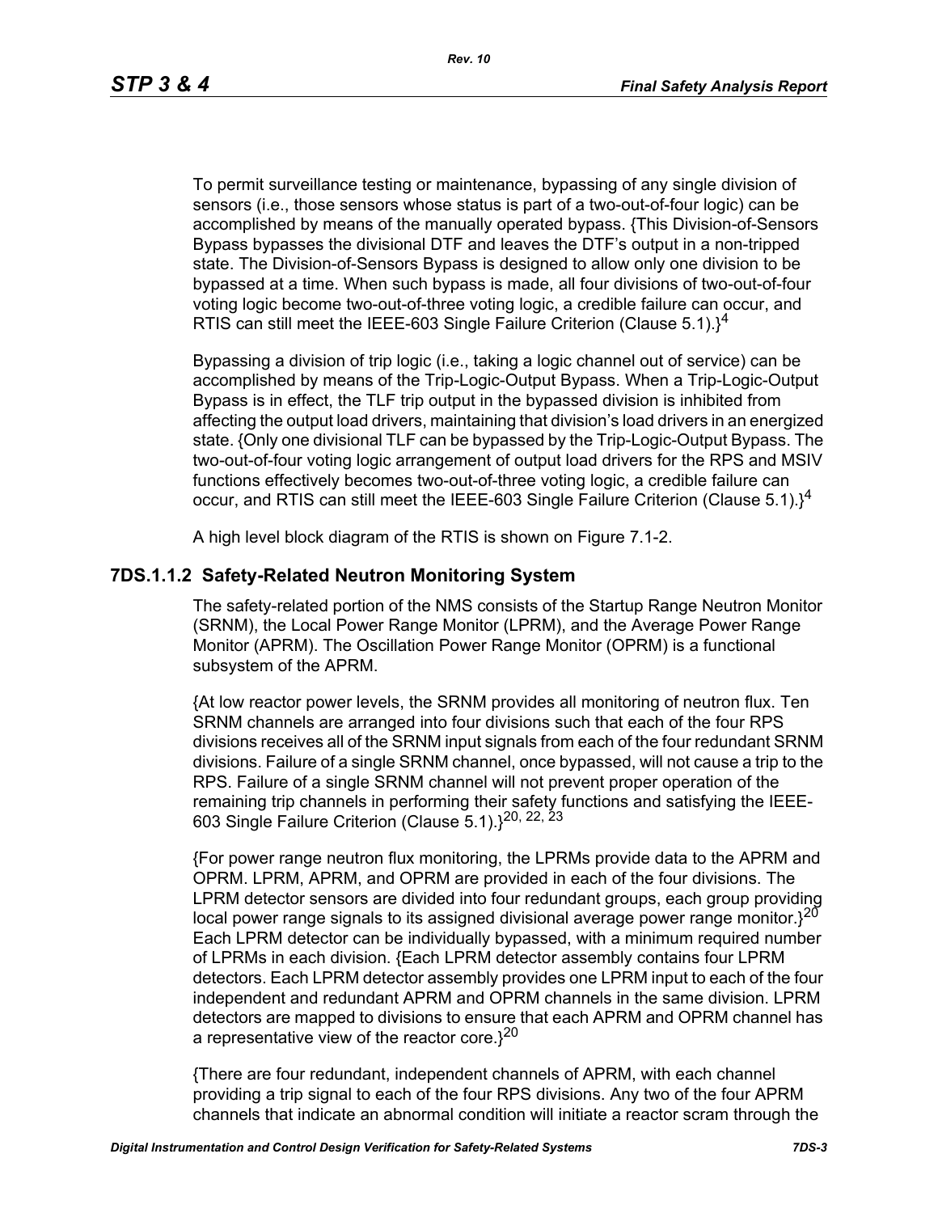To permit surveillance testing or maintenance, bypassing of any single division of sensors (i.e., those sensors whose status is part of a two-out-of-four logic) can be accomplished by means of the manually operated bypass. {This Division-of-Sensors Bypass bypasses the divisional DTF and leaves the DTF's output in a non-tripped state. The Division-of-Sensors Bypass is designed to allow only one division to be bypassed at a time. When such bypass is made, all four divisions of two-out-of-four voting logic become two-out-of-three voting logic, a credible failure can occur, and RTIS can still meet the IEEE-603 Single Failure Criterion (Clause 5.1).}[4]

Bypassing a division of trip logic (i.e., taking a logic channel out of service) can be accomplished by means of the Trip-Logic-Output Bypass. When a Trip-Logic-Output Bypass is in effect, the TLF trip output in the bypassed division is inhibited from affecting the output load drivers, maintaining that division's load drivers in an energized state. {Only one divisional TLF can be bypassed by the Trip-Logic-Output Bypass. The two-out-of-four voting logic arrangement of output load drivers for the RPS and MSIV functions effectively becomes two-out-of-three voting logic, a credible failure can occur, and RTIS can still meet the IEEE-603 Single Failure Criterion (Clause 5.1).}[4]

A high level block diagram of the RTIS is shown on Figure 7.1-2.

### 7DS.1.1.2 Safety-Related Neutron Monitoring System

The safety-related portion of the NMS consists of the Startup Range Neutron Monitor (SRNM), the Local Power Range Monitor (LPRM), and the Average Power Range Monitor (APRM). The Oscillation Power Range Monitor (OPRM) is a functional subsystem of the APRM.

{At low reactor power levels, the SRNM provides all monitoring of neutron flux. Ten SRNM channels are arranged into four divisions such that each of the four RPS divisions receives all of the SRNM input signals from each of the four redundant SRNM divisions. Failure of a single SRNM channel, once bypassed, will not cause a trip to the RPS. Failure of a single SRNM channel will not prevent proper operation of the remaining trip channels in performing their safety functions and satisfying the IEEE-603 Single Failure Criterion (Clause 5.1).}[20, 22, 23]

{For power range neutron flux monitoring, the LPRMs provide data to the APRM and OPRM. LPRM, APRM, and OPRM are provided in each of the four divisions. The LPRM detector sensors are divided into four redundant groups, each group providing local power range signals to its assigned divisional average power range monitor.}[20] Each LPRM detector can be individually bypassed, with a minimum required number of LPRMs in each division. {Each LPRM detector assembly contains four LPRM detectors. Each LPRM detector assembly provides one LPRM input to each of the four independent and redundant APRM and OPRM channels in the same division. LPRM detectors are mapped to divisions to ensure that each APRM and OPRM channel has a representative view of the reactor core.}[20]

{There are four redundant, independent channels of APRM, with each channel providing a trip signal to each of the four RPS divisions. Any two of the four APRM channels that indicate an abnormal condition will initiate a reactor scram through the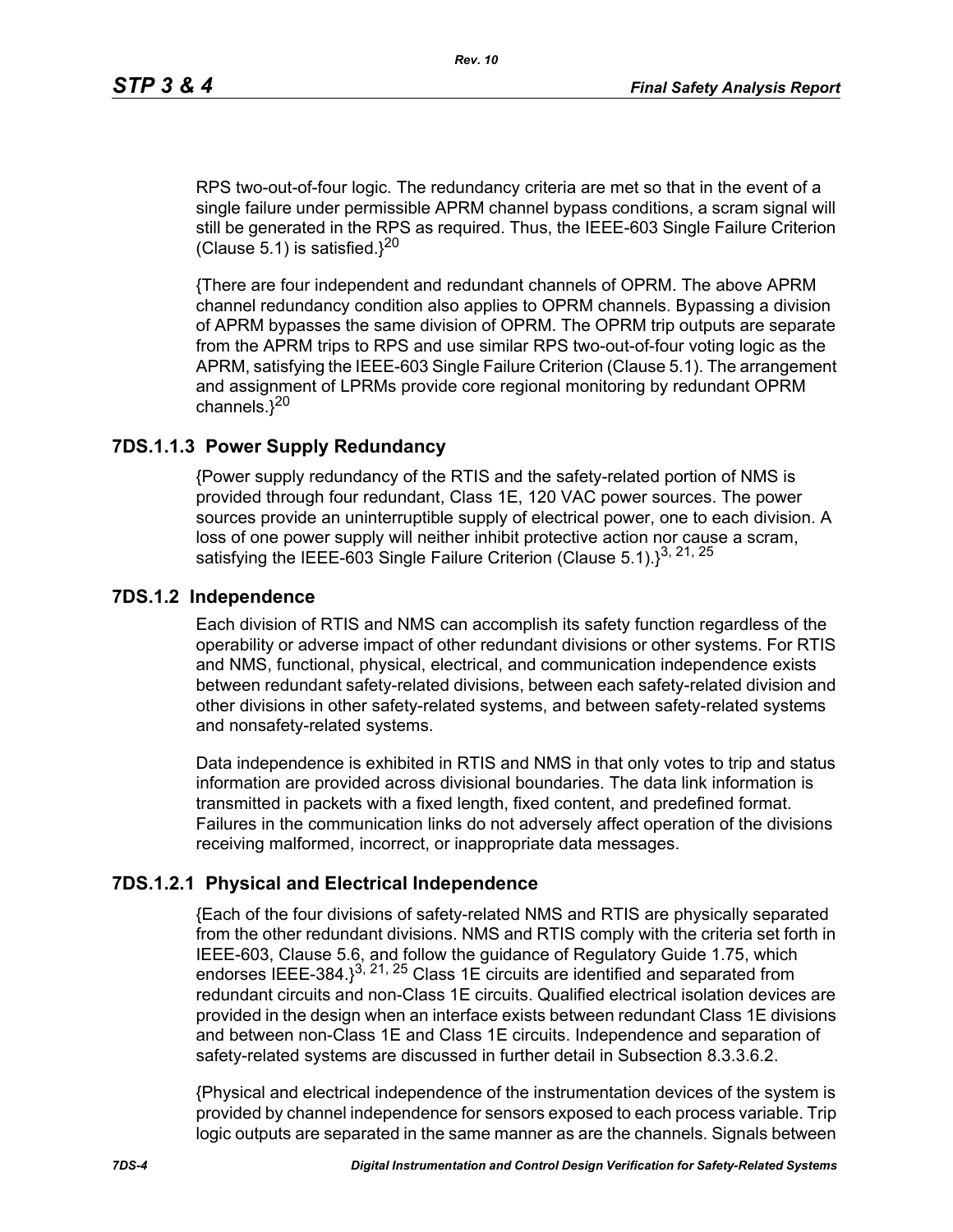RPS two-out-of-four logic. The redundancy criteria are met so that in the event of a single failure under permissible APRM channel bypass conditions, a scram signal will still be generated in the RPS as required. Thus, the IEEE-603 Single Failure Criterion (Clause 5.1) is satisfied.}[20]

{There are four independent and redundant channels of OPRM. The above APRM channel redundancy condition also applies to OPRM channels. Bypassing a division of APRM bypasses the same division of OPRM. The OPRM trip outputs are separate from the APRM trips to RPS and use similar RPS two-out-of-four voting logic as the APRM, satisfying the IEEE-603 Single Failure Criterion (Clause 5.1). The arrangement and assignment of LPRMs provide core regional monitoring by redundant OPRM channels.}[20]

### 7DS.1.1.3 Power Supply Redundancy

{Power supply redundancy of the RTIS and the safety-related portion of NMS is provided through four redundant, Class 1E, 120 VAC power sources. The power sources provide an uninterruptible supply of electrical power, one to each division. A loss of one power supply will neither inhibit protective action nor cause a scram, satisfying the IEEE-603 Single Failure Criterion (Clause 5.1).}[3, 21, 25]

## 7DS.1.2 Independence

Each division of RTIS and NMS can accomplish its safety function regardless of the operability or adverse impact of other redundant divisions or other systems. For RTIS and NMS, functional, physical, electrical, and communication independence exists between redundant safety-related divisions, between each safety-related division and other divisions in other safety-related systems, and between safety-related systems and nonsafety-related systems.

Data independence is exhibited in RTIS and NMS in that only votes to trip and status information are provided across divisional boundaries. The data link information is transmitted in packets with a fixed length, fixed content, and predefined format. Failures in the communication links do not adversely affect operation of the divisions receiving malformed, incorrect, or inappropriate data messages.

### 7DS.1.2.1 Physical and Electrical Independence

{Each of the four divisions of safety-related NMS and RTIS are physically separated from the other redundant divisions. NMS and RTIS comply with the criteria set forth in IEEE-603, Clause 5.6, and follow the guidance of Regulatory Guide 1.75, which endorses IEEE-384.}[3, 21, 25] Class 1E circuits are identified and separated from redundant circuits and non-Class 1E circuits. Qualified electrical isolation devices are provided in the design when an interface exists between redundant Class 1E divisions and between non-Class 1E and Class 1E circuits. Independence and separation of safety-related systems are discussed in further detail in Subsection 8.3.3.6.2.

{Physical and electrical independence of the instrumentation devices of the system is provided by channel independence for sensors exposed to each process variable. Trip logic outputs are separated in the same manner as are the channels. Signals between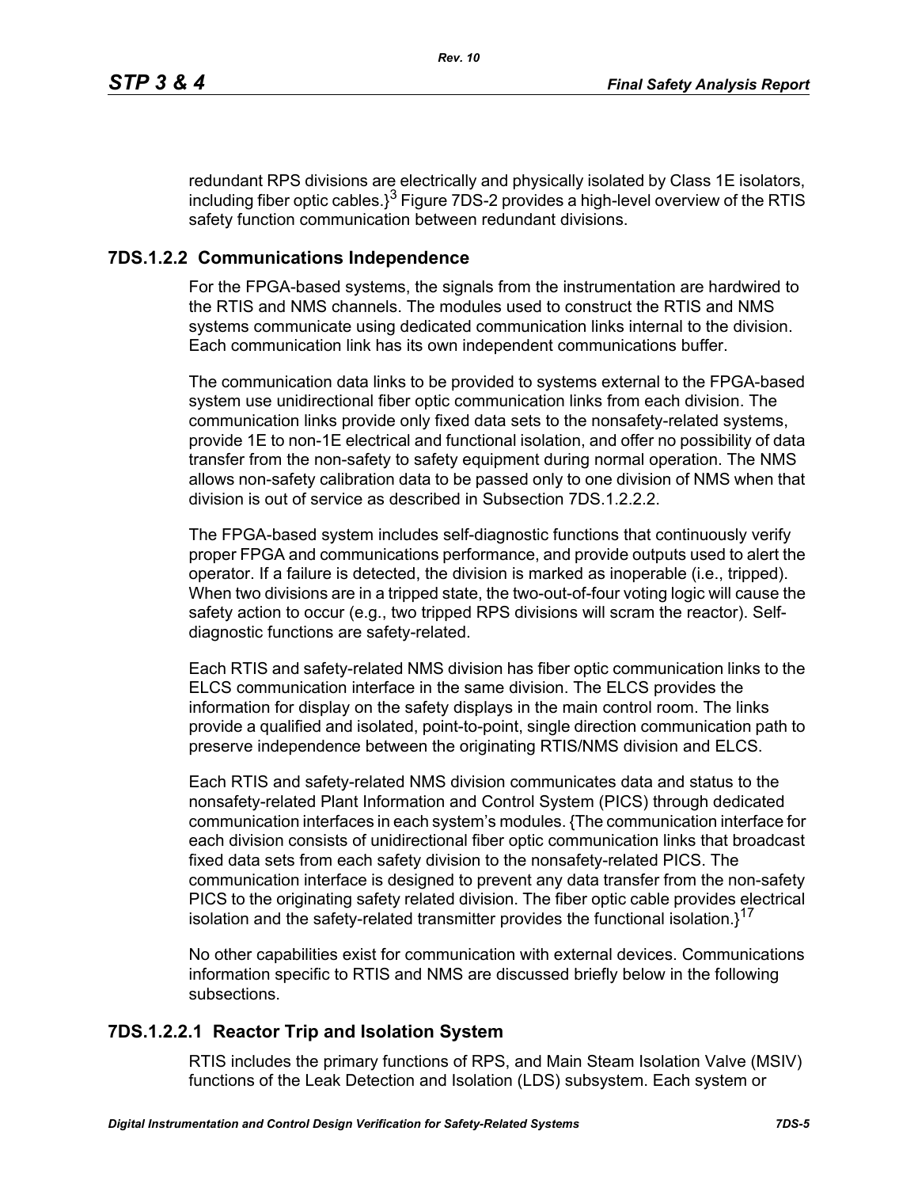redundant RPS divisions are electrically and physically isolated by Class 1E isolators, including fiber optic cables.}[3] Figure 7DS-2 provides a high-level overview of the RTIS safety function communication between redundant divisions.

### 7DS.1.2.2 Communications Independence

For the FPGA-based systems, the signals from the instrumentation are hardwired to the RTIS and NMS channels. The modules used to construct the RTIS and NMS systems communicate using dedicated communication links internal to the division. Each communication link has its own independent communications buffer.

The communication data links to be provided to systems external to the FPGA-based system use unidirectional fiber optic communication links from each division. The communication links provide only fixed data sets to the nonsafety-related systems, provide 1E to non-1E electrical and functional isolation, and offer no possibility of data transfer from the non-safety to safety equipment during normal operation. The NMS allows non-safety calibration data to be passed only to one division of NMS when that division is out of service as described in Subsection 7DS.1.2.2.2.

The FPGA-based system includes self-diagnostic functions that continuously verify proper FPGA and communications performance, and provide outputs used to alert the operator. If a failure is detected, the division is marked as inoperable (i.e., tripped). When two divisions are in a tripped state, the two-out-of-four voting logic will cause the safety action to occur (e.g., two tripped RPS divisions will scram the reactor). Self-diagnostic functions are safety-related.

Each RTIS and safety-related NMS division has fiber optic communication links to the ELCS communication interface in the same division. The ELCS provides the information for display on the safety displays in the main control room. The links provide a qualified and isolated, point-to-point, single direction communication path to preserve independence between the originating RTIS/NMS division and ELCS.

Each RTIS and safety-related NMS division communicates data and status to the nonsafety-related Plant Information and Control System (PICS) through dedicated communication interfaces in each system's modules. {The communication interface for each division consists of unidirectional fiber optic communication links that broadcast fixed data sets from each safety division to the nonsafety-related PICS. The communication interface is designed to prevent any data transfer from the non-safety PICS to the originating safety related division. The fiber optic cable provides electrical isolation and the safety-related transmitter provides the functional isolation.}[17]

No other capabilities exist for communication with external devices. Communications information specific to RTIS and NMS are discussed briefly below in the following subsections.

#### 7DS.1.2.2.1 Reactor Trip and Isolation System

RTIS includes the primary functions of RPS, and Main Steam Isolation Valve (MSIV) functions of the Leak Detection and Isolation (LDS) subsystem. Each system or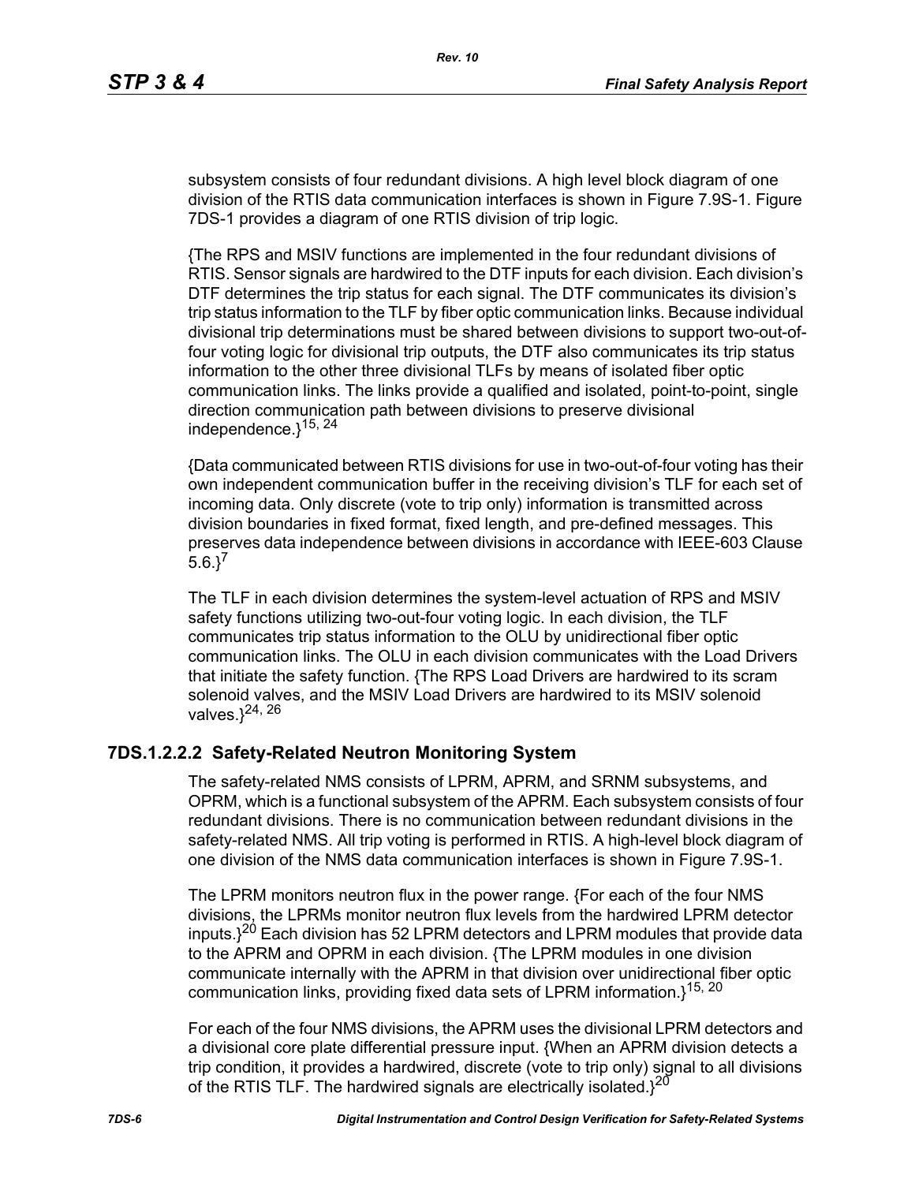subsystem consists of four redundant divisions. A high level block diagram of one division of the RTIS data communication interfaces is shown in Figure 7.9S-1. Figure 7DS-1 provides a diagram of one RTIS division of trip logic.

{The RPS and MSIV functions are implemented in the four redundant divisions of RTIS. Sensor signals are hardwired to the DTF inputs for each division. Each division's DTF determines the trip status for each signal. The DTF communicates its division's trip status information to the TLF by fiber optic communication links. Because individual divisional trip determinations must be shared between divisions to support two-out-of-four voting logic for divisional trip outputs, the DTF also communicates its trip status information to the other three divisional TLFs by means of isolated fiber optic communication links. The links provide a qualified and isolated, point-to-point, single direction communication path between divisions to preserve divisional independence.}[15, 24]

{Data communicated between RTIS divisions for use in two-out-of-four voting has their own independent communication buffer in the receiving division's TLF for each set of incoming data. Only discrete (vote to trip only) information is transmitted across division boundaries in fixed format, fixed length, and pre-defined messages. This preserves data independence between divisions in accordance with IEEE-603 Clause 5.6.}[7]

The TLF in each division determines the system-level actuation of RPS and MSIV safety functions utilizing two-out-four voting logic. In each division, the TLF communicates trip status information to the OLU by unidirectional fiber optic communication links. The OLU in each division communicates with the Load Drivers that initiate the safety function. {The RPS Load Drivers are hardwired to its scram solenoid valves, and the MSIV Load Drivers are hardwired to its MSIV solenoid valves.}[24, 26]

### 7DS.1.2.2.2 Safety-Related Neutron Monitoring System

The safety-related NMS consists of LPRM, APRM, and SRNM subsystems, and OPRM, which is a functional subsystem of the APRM. Each subsystem consists of four redundant divisions. There is no communication between redundant divisions in the safety-related NMS. All trip voting is performed in RTIS. A high-level block diagram of one division of the NMS data communication interfaces is shown in Figure 7.9S-1.

The LPRM monitors neutron flux in the power range. {For each of the four NMS divisions, the LPRMs monitor neutron flux levels from the hardwired LPRM detector inputs.}[20] Each division has 52 LPRM detectors and LPRM modules that provide data to the APRM and OPRM in each division. {The LPRM modules in one division communicate internally with the APRM in that division over unidirectional fiber optic communication links, providing fixed data sets of LPRM information.}[15, 20]

For each of the four NMS divisions, the APRM uses the divisional LPRM detectors and a divisional core plate differential pressure input. {When an APRM division detects a trip condition, it provides a hardwired, discrete (vote to trip only) signal to all divisions of the RTIS TLF. The hardwired signals are electrically isolated.}[20]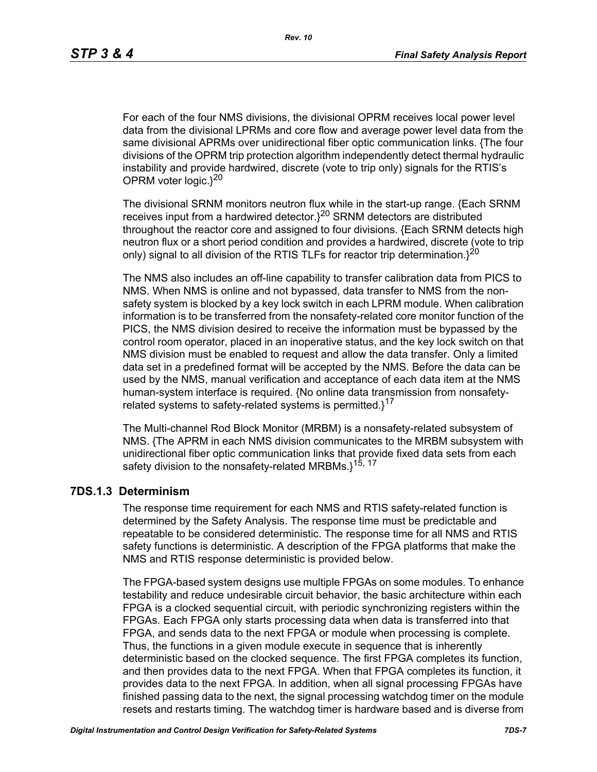For each of the four NMS divisions, the divisional OPRM receives local power level data from the divisional LPRMs and core flow and average power level data from the same divisional APRMs over unidirectional fiber optic communication links. {The four divisions of the OPRM trip protection algorithm independently detect thermal hydraulic instability and provide hardwired, discrete (vote to trip only) signals for the RTIS's OPRM voter logic.}[20]

The divisional SRNM monitors neutron flux while in the start-up range. {Each SRNM receives input from a hardwired detector.}[20] SRNM detectors are distributed throughout the reactor core and assigned to four divisions. {Each SRNM detects high neutron flux or a short period condition and provides a hardwired, discrete (vote to trip only) signal to all division of the RTIS TLFs for reactor trip determination.}[20]

The NMS also includes an off-line capability to transfer calibration data from PICS to NMS. When NMS is online and not bypassed, data transfer to NMS from the non-safety system is blocked by a key lock switch in each LPRM module. When calibration information is to be transferred from the nonsafety-related core monitor function of the PICS, the NMS division desired to receive the information must be bypassed by the control room operator, placed in an inoperative status, and the key lock switch on that NMS division must be enabled to request and allow the data transfer. Only a limited data set in a predefined format will be accepted by the NMS. Before the data can be used by the NMS, manual verification and acceptance of each data item at the NMS human-system interface is required. {No online data transmission from nonsafety-related systems to safety-related systems is permitted.}[17]

The Multi-channel Rod Block Monitor (MRBM) is a nonsafety-related subsystem of NMS. {The APRM in each NMS division communicates to the MRBM subsystem with unidirectional fiber optic communication links that provide fixed data sets from each safety division to the nonsafety-related MRBMs.}[15, 17]

### 7DS.1.3 Determinism

The response time requirement for each NMS and RTIS safety-related function is determined by the Safety Analysis. The response time must be predictable and repeatable to be considered deterministic. The response time for all NMS and RTIS safety functions is deterministic. A description of the FPGA platforms that make the NMS and RTIS response deterministic is provided below.

The FPGA-based system designs use multiple FPGAs on some modules. To enhance testability and reduce undesirable circuit behavior, the basic architecture within each FPGA is a clocked sequential circuit, with periodic synchronizing registers within the FPGAs. Each FPGA only starts processing data when data is transferred into that FPGA, and sends data to the next FPGA or module when processing is complete. Thus, the functions in a given module execute in sequence that is inherently deterministic based on the clocked sequence. The first FPGA completes its function, and then provides data to the next FPGA. When that FPGA completes its function, it provides data to the next FPGA. In addition, when all signal processing FPGAs have finished passing data to the next, the signal processing watchdog timer on the module resets and restarts timing. The watchdog timer is hardware based and is diverse from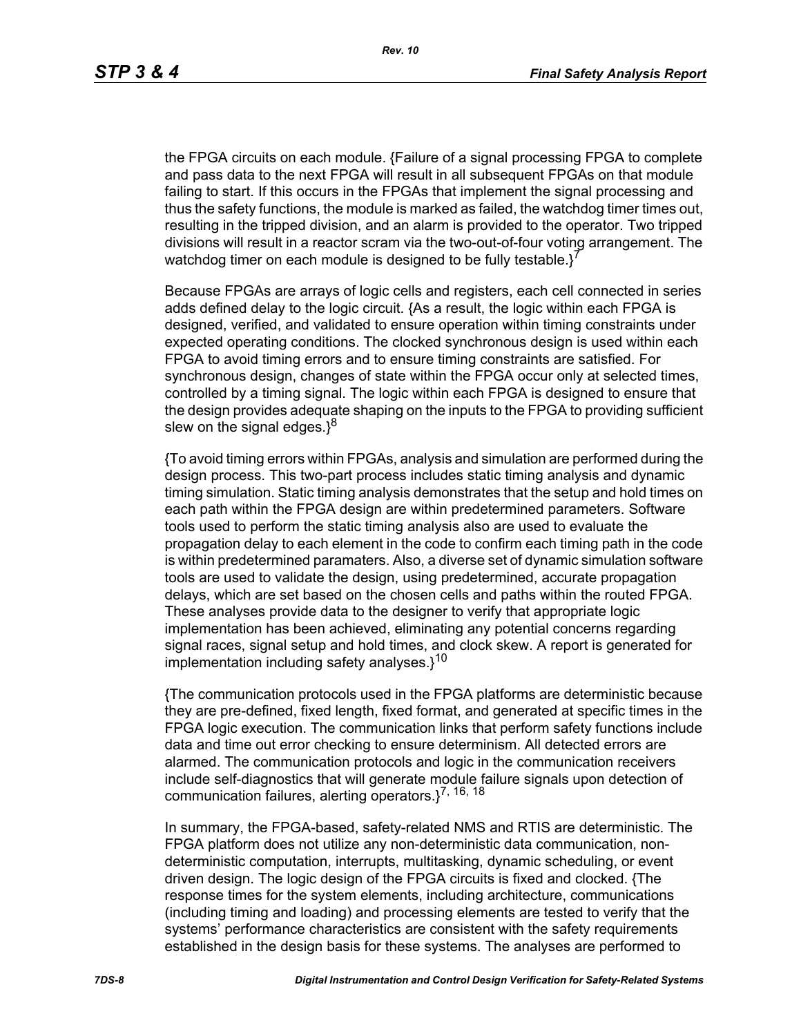the FPGA circuits on each module. {Failure of a signal processing FPGA to complete and pass data to the next FPGA will result in all subsequent FPGAs on that module failing to start. If this occurs in the FPGAs that implement the signal processing and thus the safety functions, the module is marked as failed, the watchdog timer times out, resulting in the tripped division, and an alarm is provided to the operator. Two tripped divisions will result in a reactor scram via the two-out-of-four voting arrangement. The watchdog timer on each module is designed to be fully testable.}[7]

Because FPGAs are arrays of logic cells and registers, each cell connected in series adds defined delay to the logic circuit. {As a result, the logic within each FPGA is designed, verified, and validated to ensure operation within timing constraints under expected operating conditions. The clocked synchronous design is used within each FPGA to avoid timing errors and to ensure timing constraints are satisfied. For synchronous design, changes of state within the FPGA occur only at selected times, controlled by a timing signal. The logic within each FPGA is designed to ensure that the design provides adequate shaping on the inputs to the FPGA to providing sufficient slew on the signal edges.}[8]

{To avoid timing errors within FPGAs, analysis and simulation are performed during the design process. This two-part process includes static timing analysis and dynamic timing simulation. Static timing analysis demonstrates that the setup and hold times on each path within the FPGA design are within predetermined parameters. Software tools used to perform the static timing analysis also are used to evaluate the propagation delay to each element in the code to confirm each timing path in the code is within predetermined paramaters. Also, a diverse set of dynamic simulation software tools are used to validate the design, using predetermined, accurate propagation delays, which are set based on the chosen cells and paths within the routed FPGA. These analyses provide data to the designer to verify that appropriate logic implementation has been achieved, eliminating any potential concerns regarding signal races, signal setup and hold times, and clock skew. A report is generated for implementation including safety analyses.}[10]

{The communication protocols used in the FPGA platforms are deterministic because they are pre-defined, fixed length, fixed format, and generated at specific times in the FPGA logic execution. The communication links that perform safety functions include data and time out error checking to ensure determinism. All detected errors are alarmed. The communication protocols and logic in the communication receivers include self-diagnostics that will generate module failure signals upon detection of communication failures, alerting operators.}[7, 16, 18]

In summary, the FPGA-based, safety-related NMS and RTIS are deterministic. The FPGA platform does not utilize any non-deterministic data communication, non-deterministic computation, interrupts, multitasking, dynamic scheduling, or event driven design. The logic design of the FPGA circuits is fixed and clocked. {The response times for the system elements, including architecture, communications (including timing and loading) and processing elements are tested to verify that the systems' performance characteristics are consistent with the safety requirements established in the design basis for these systems. The analyses are performed to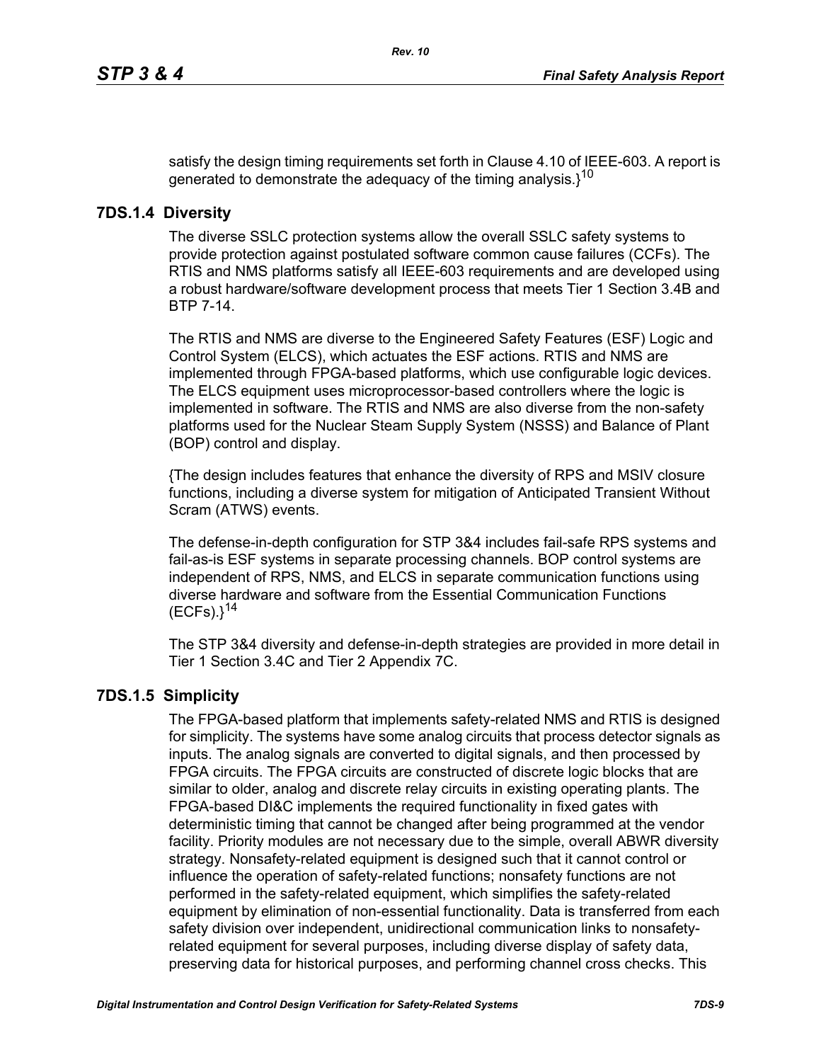satisfy the design timing requirements set forth in Clause 4.10 of IEEE-603. A report is generated to demonstrate the adequacy of the timing analysis.}[10]

### 7DS.1.4 Diversity

The diverse SSLC protection systems allow the overall SSLC safety systems to provide protection against postulated software common cause failures (CCFs). The RTIS and NMS platforms satisfy all IEEE-603 requirements and are developed using a robust hardware/software development process that meets Tier 1 Section 3.4B and BTP 7-14.

The RTIS and NMS are diverse to the Engineered Safety Features (ESF) Logic and Control System (ELCS), which actuates the ESF actions. RTIS and NMS are implemented through FPGA-based platforms, which use configurable logic devices. The ELCS equipment uses microprocessor-based controllers where the logic is implemented in software. The RTIS and NMS are also diverse from the non-safety platforms used for the Nuclear Steam Supply System (NSSS) and Balance of Plant (BOP) control and display.

{The design includes features that enhance the diversity of RPS and MSIV closure functions, including a diverse system for mitigation of Anticipated Transient Without Scram (ATWS) events.

The defense-in-depth configuration for STP 3&4 includes fail-safe RPS systems and fail-as-is ESF systems in separate processing channels. BOP control systems are independent of RPS, NMS, and ELCS in separate communication functions using diverse hardware and software from the Essential Communication Functions (ECFs).}[14]

The STP 3&4 diversity and defense-in-depth strategies are provided in more detail in Tier 1 Section 3.4C and Tier 2 Appendix 7C.

### 7DS.1.5 Simplicity

The FPGA-based platform that implements safety-related NMS and RTIS is designed for simplicity. The systems have some analog circuits that process detector signals as inputs. The analog signals are converted to digital signals, and then processed by FPGA circuits. The FPGA circuits are constructed of discrete logic blocks that are similar to older, analog and discrete relay circuits in existing operating plants. The FPGA-based DI&C implements the required functionality in fixed gates with deterministic timing that cannot be changed after being programmed at the vendor facility. Priority modules are not necessary due to the simple, overall ABWR diversity strategy. Nonsafety-related equipment is designed such that it cannot control or influence the operation of safety-related functions; nonsafety functions are not performed in the safety-related equipment, which simplifies the safety-related equipment by elimination of non-essential functionality. Data is transferred from each safety division over independent, unidirectional communication links to nonsafety-related equipment for several purposes, including diverse display of safety data, preserving data for historical purposes, and performing channel cross checks. This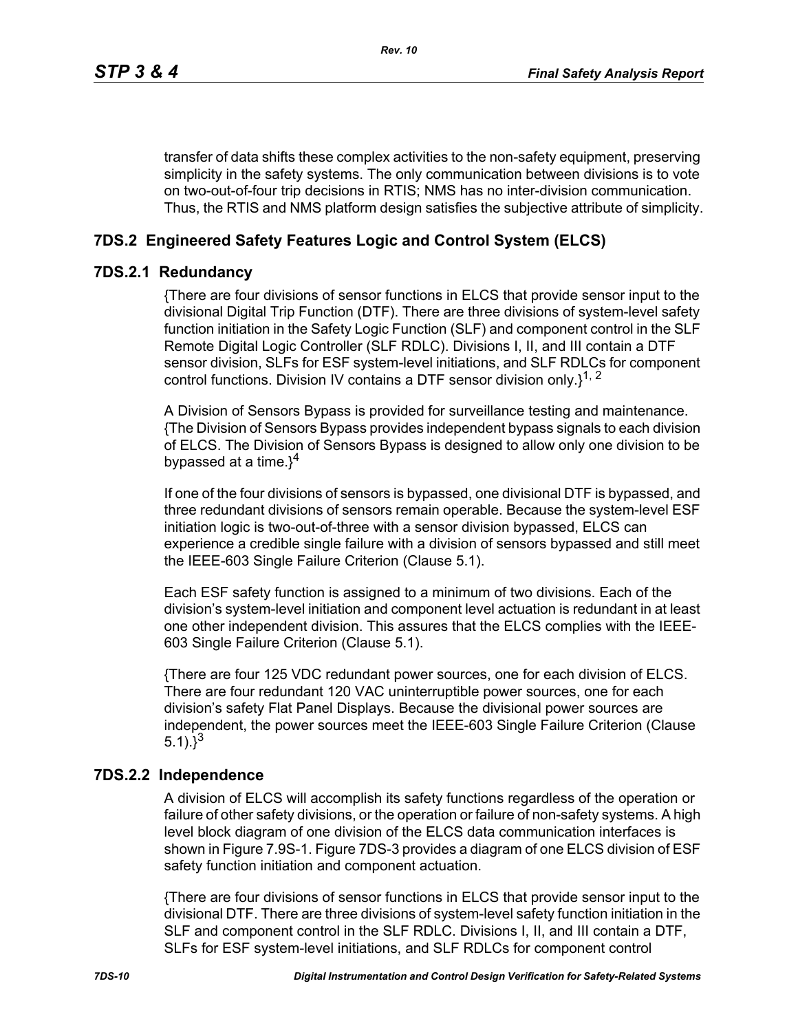transfer of data shifts these complex activities to the non-safety equipment, preserving simplicity in the safety systems. The only communication between divisions is to vote on two-out-of-four trip decisions in RTIS; NMS has no inter-division communication. Thus, the RTIS and NMS platform design satisfies the subjective attribute of simplicity.

## 7DS.2 Engineered Safety Features Logic and Control System (ELCS)

### 7DS.2.1 Redundancy

{There are four divisions of sensor functions in ELCS that provide sensor input to the divisional Digital Trip Function (DTF). There are three divisions of system-level safety function initiation in the Safety Logic Function (SLF) and component control in the SLF Remote Digital Logic Controller (SLF RDLC). Divisions I, II, and III contain a DTF sensor division, SLFs for ESF system-level initiations, and SLF RDLCs for component control functions. Division IV contains a DTF sensor division only.}[1, 2]

A Division of Sensors Bypass is provided for surveillance testing and maintenance. {The Division of Sensors Bypass provides independent bypass signals to each division of ELCS. The Division of Sensors Bypass is designed to allow only one division to be bypassed at a time.}[4]

If one of the four divisions of sensors is bypassed, one divisional DTF is bypassed, and three redundant divisions of sensors remain operable. Because the system-level ESF initiation logic is two-out-of-three with a sensor division bypassed, ELCS can experience a credible single failure with a division of sensors bypassed and still meet the IEEE-603 Single Failure Criterion (Clause 5.1).

Each ESF safety function is assigned to a minimum of two divisions. Each of the division's system-level initiation and component level actuation is redundant in at least one other independent division. This assures that the ELCS complies with the IEEE-603 Single Failure Criterion (Clause 5.1).

{There are four 125 VDC redundant power sources, one for each division of ELCS. There are four redundant 120 VAC uninterruptible power sources, one for each division's safety Flat Panel Displays. Because the divisional power sources are independent, the power sources meet the IEEE-603 Single Failure Criterion (Clause 5.1).}[3]

### 7DS.2.2 Independence

A division of ELCS will accomplish its safety functions regardless of the operation or failure of other safety divisions, or the operation or failure of non-safety systems. A high level block diagram of one division of the ELCS data communication interfaces is shown in Figure 7.9S-1. Figure 7DS-3 provides a diagram of one ELCS division of ESF safety function initiation and component actuation.

{There are four divisions of sensor functions in ELCS that provide sensor input to the divisional DTF. There are three divisions of system-level safety function initiation in the SLF and component control in the SLF RDLC. Divisions I, II, and III contain a DTF, SLFs for ESF system-level initiations, and SLF RDLCs for component control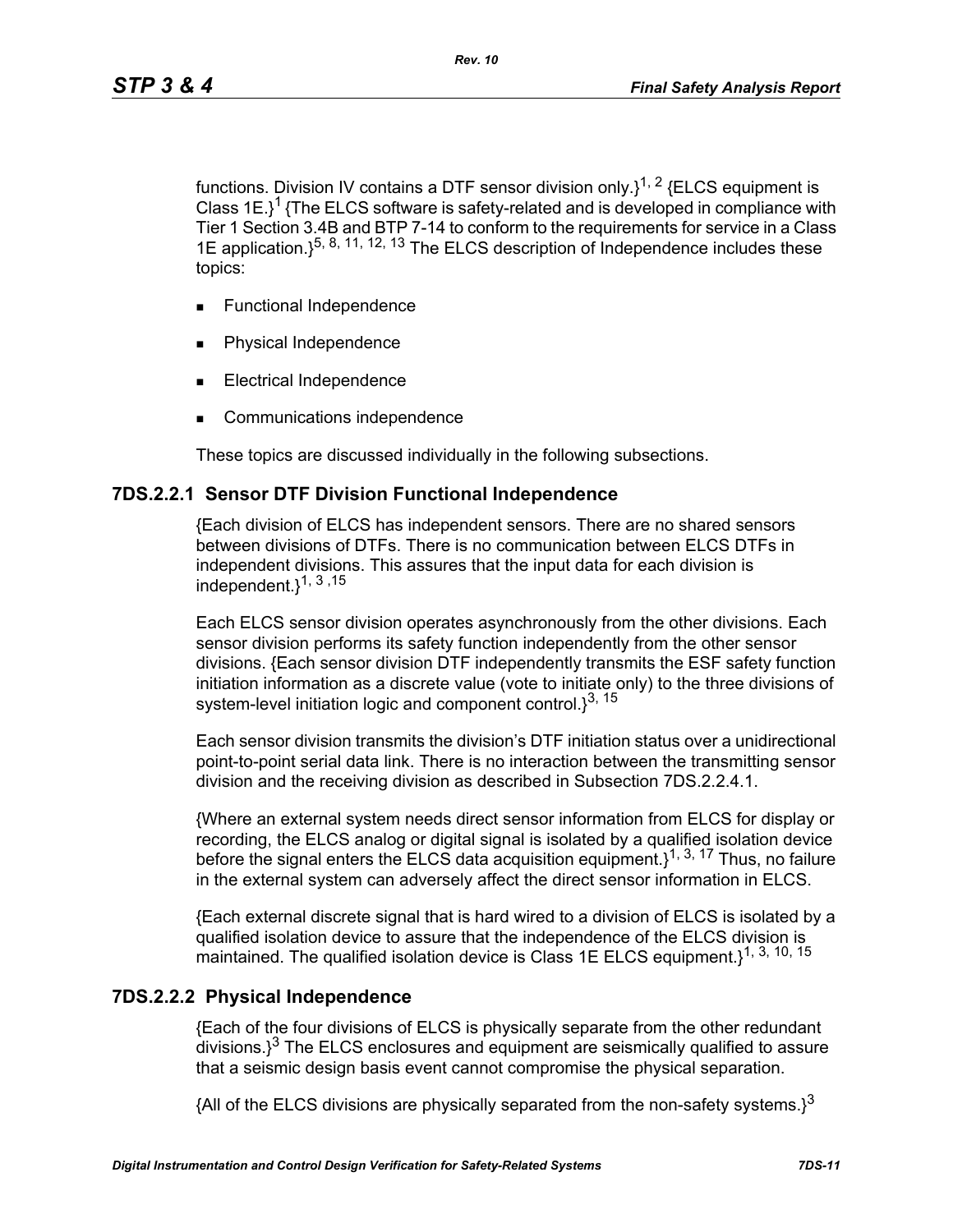functions. Division IV contains a DTF sensor division only.}[1, 2] {ELCS equipment is Class 1E.}[1] {The ELCS software is safety-related and is developed in compliance with Tier 1 Section 3.4B and BTP 7-14 to conform to the requirements for service in a Class 1E application.}[5, 8, 11, 12, 13] The ELCS description of Independence includes these topics:

- Functional Independence
- Physical Independence
- Electrical Independence
- Communications independence

These topics are discussed individually in the following subsections.

### 7DS.2.2.1 Sensor DTF Division Functional Independence

{Each division of ELCS has independent sensors. There are no shared sensors between divisions of DTFs. There is no communication between ELCS DTFs in independent divisions. This assures that the input data for each division is independent.}[1, 3, 15]

Each ELCS sensor division operates asynchronously from the other divisions. Each sensor division performs its safety function independently from the other sensor divisions. {Each sensor division DTF independently transmits the ESF safety function initiation information as a discrete value (vote to initiate only) to the three divisions of system-level initiation logic and component control.}[3, 15]

Each sensor division transmits the division's DTF initiation status over a unidirectional point-to-point serial data link. There is no interaction between the transmitting sensor division and the receiving division as described in Subsection 7DS.2.2.4.1.

{Where an external system needs direct sensor information from ELCS for display or recording, the ELCS analog or digital signal is isolated by a qualified isolation device before the signal enters the ELCS data acquisition equipment.}[1, 3, 17] Thus, no failure in the external system can adversely affect the direct sensor information in ELCS.

{Each external discrete signal that is hard wired to a division of ELCS is isolated by a qualified isolation device to assure that the independence of the ELCS division is maintained. The qualified isolation device is Class 1E ELCS equipment.}[1, 3, 10, 15]

### 7DS.2.2.2 Physical Independence

{Each of the four divisions of ELCS is physically separate from the other redundant divisions.}[3] The ELCS enclosures and equipment are seismically qualified to assure that a seismic design basis event cannot compromise the physical separation.

{All of the ELCS divisions are physically separated from the non-safety systems.}[3]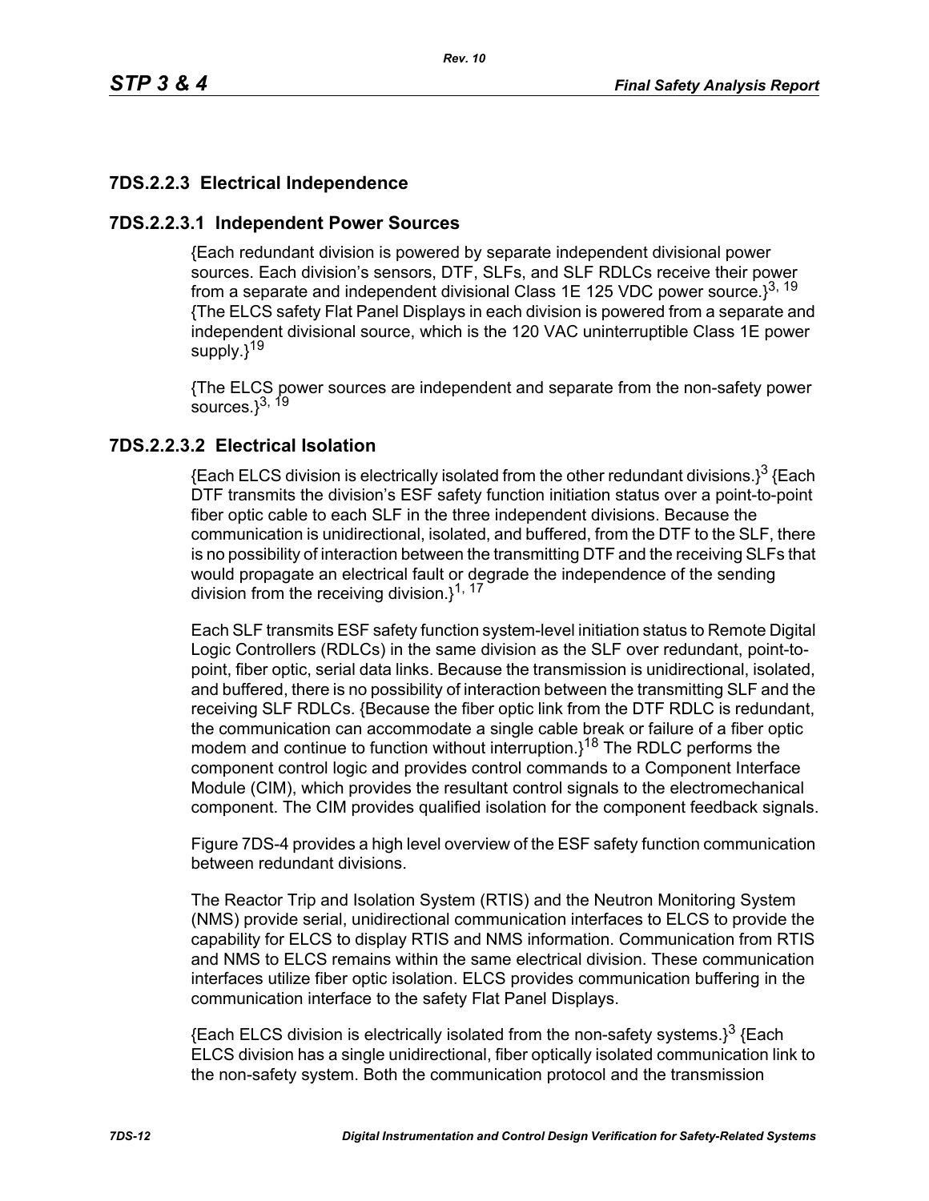### 7DS.2.2.3 Electrical Independence

#### 7DS.2.2.3.1 Independent Power Sources

{Each redundant division is powered by separate independent divisional power sources. Each division's sensors, DTF, SLFs, and SLF RDLCs receive their power from a separate and independent divisional Class 1E 125 VDC power source.}[3, 19] {The ELCS safety Flat Panel Displays in each division is powered from a separate and independent divisional source, which is the 120 VAC uninterruptible Class 1E power supply.}[19]

{The ELCS power sources are independent and separate from the non-safety power sources.}[3, 19]

#### 7DS.2.2.3.2 Electrical Isolation

{Each ELCS division is electrically isolated from the other redundant divisions.}[3] {Each DTF transmits the division's ESF safety function initiation status over a point-to-point fiber optic cable to each SLF in the three independent divisions. Because the communication is unidirectional, isolated, and buffered, from the DTF to the SLF, there is no possibility of interaction between the transmitting DTF and the receiving SLFs that would propagate an electrical fault or degrade the independence of the sending division from the receiving division.}[1, 17]

Each SLF transmits ESF safety function system-level initiation status to Remote Digital Logic Controllers (RDLCs) in the same division as the SLF over redundant, point-to-point, fiber optic, serial data links. Because the transmission is unidirectional, isolated, and buffered, there is no possibility of interaction between the transmitting SLF and the receiving SLF RDLCs. {Because the fiber optic link from the DTF RDLC is redundant, the communication can accommodate a single cable break or failure of a fiber optic modem and continue to function without interruption.}[18] The RDLC performs the component control logic and provides control commands to a Component Interface Module (CIM), which provides the resultant control signals to the electromechanical component. The CIM provides qualified isolation for the component feedback signals.

Figure 7DS-4 provides a high level overview of the ESF safety function communication between redundant divisions.

The Reactor Trip and Isolation System (RTIS) and the Neutron Monitoring System (NMS) provide serial, unidirectional communication interfaces to ELCS to provide the capability for ELCS to display RTIS and NMS information. Communication from RTIS and NMS to ELCS remains within the same electrical division. These communication interfaces utilize fiber optic isolation. ELCS provides communication buffering in the communication interface to the safety Flat Panel Displays.

{Each ELCS division is electrically isolated from the non-safety systems.}[3] {Each ELCS division has a single unidirectional, fiber optically isolated communication link to the non-safety system. Both the communication protocol and the transmission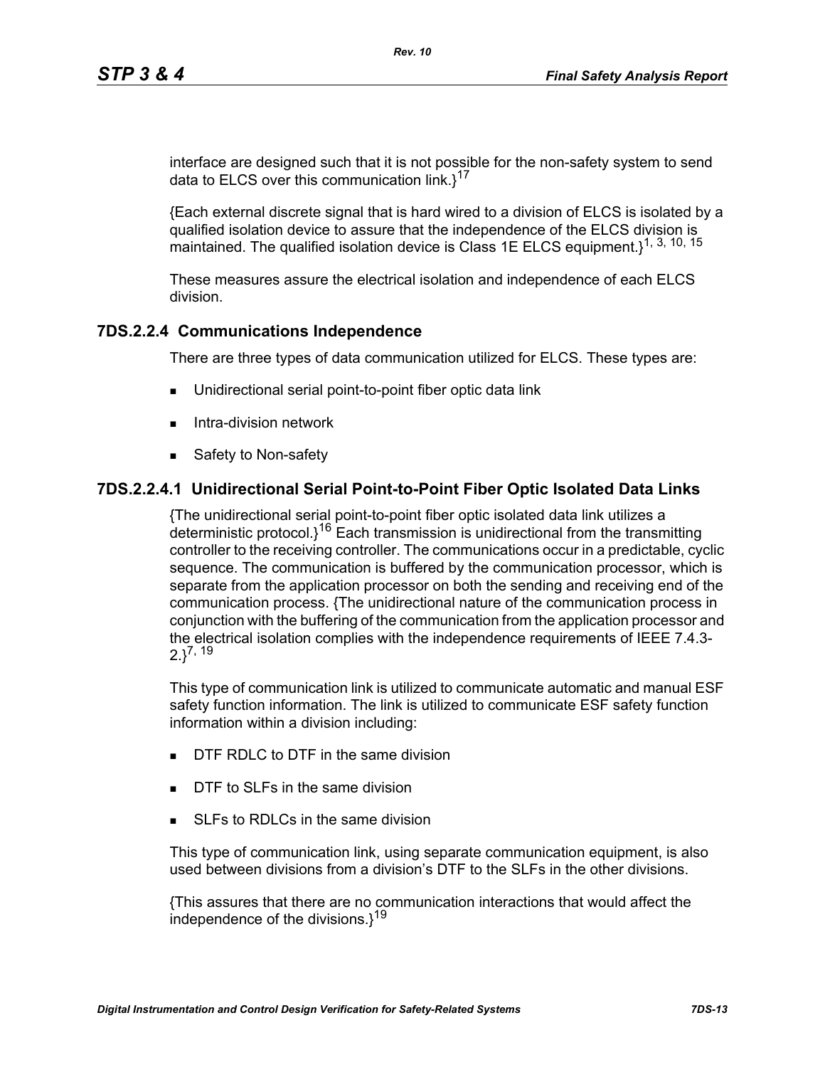interface are designed such that it is not possible for the non-safety system to send data to ELCS over this communication link.}[17]

{Each external discrete signal that is hard wired to a division of ELCS is isolated by a qualified isolation device to assure that the independence of the ELCS division is maintained. The qualified isolation device is Class 1E ELCS equipment.}[1, 3, 10, 15]

These measures assure the electrical isolation and independence of each ELCS division.

### 7DS.2.2.4 Communications Independence

There are three types of data communication utilized for ELCS. These types are:

- Unidirectional serial point-to-point fiber optic data link
- Intra-division network
- Safety to Non-safety

#### 7DS.2.2.4.1 Unidirectional Serial Point-to-Point Fiber Optic Isolated Data Links

{The unidirectional serial point-to-point fiber optic isolated data link utilizes a deterministic protocol.}[16] Each transmission is unidirectional from the transmitting controller to the receiving controller. The communications occur in a predictable, cyclic sequence. The communication is buffered by the communication processor, which is separate from the application processor on both the sending and receiving end of the communication process. {The unidirectional nature of the communication process in conjunction with the buffering of the communication from the application processor and the electrical isolation complies with the independence requirements of IEEE 7.4.3-2.}[7, 19]

This type of communication link is utilized to communicate automatic and manual ESF safety function information. The link is utilized to communicate ESF safety function information within a division including:

- DTF RDLC to DTF in the same division
- DTF to SLFs in the same division
- SLFs to RDLCs in the same division

This type of communication link, using separate communication equipment, is also used between divisions from a division's DTF to the SLFs in the other divisions.

{This assures that there are no communication interactions that would affect the independence of the divisions.}[19]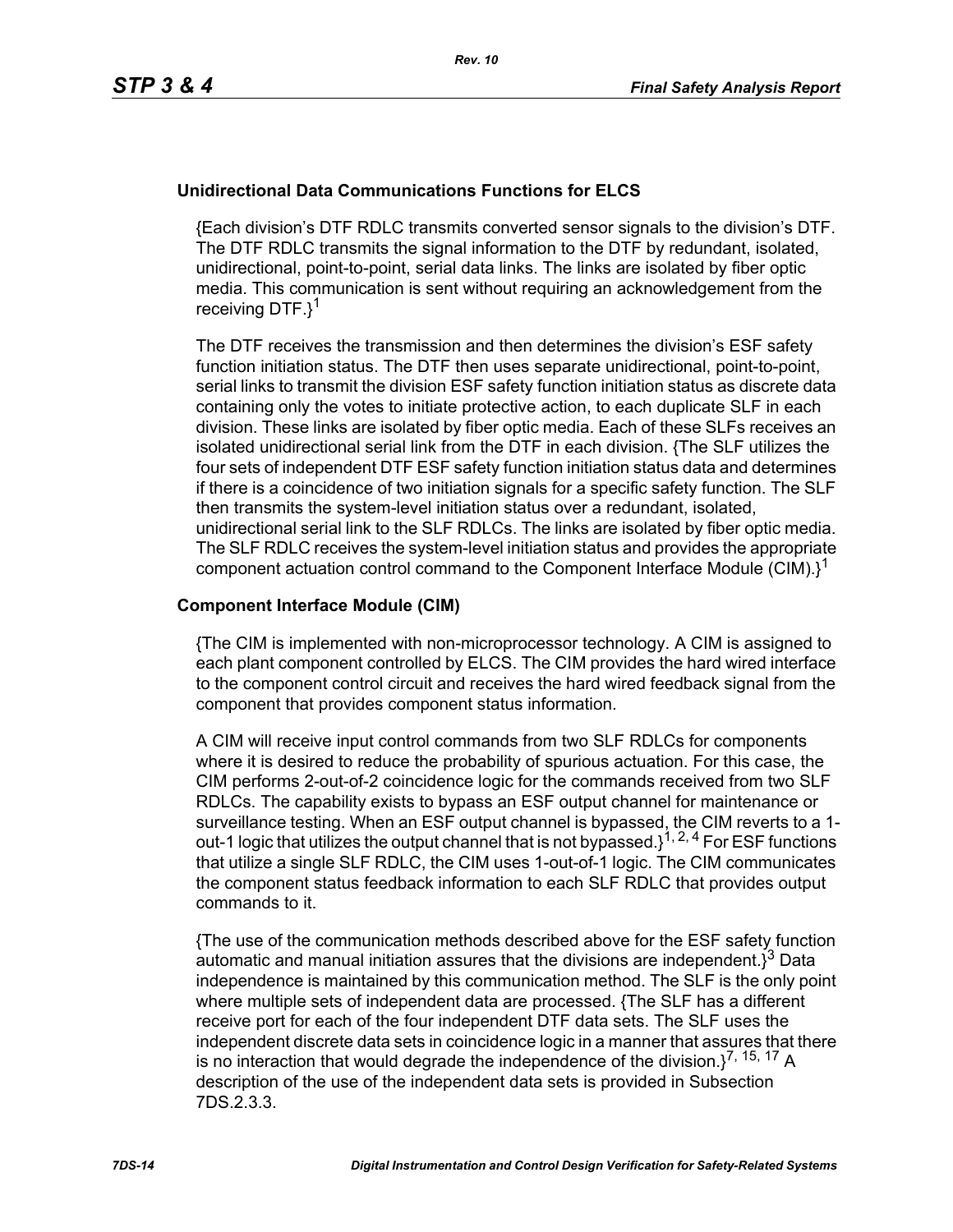### Unidirectional Data Communications Functions for ELCS

{Each division's DTF RDLC transmits converted sensor signals to the division's DTF. The DTF RDLC transmits the signal information to the DTF by redundant, isolated, unidirectional, point-to-point, serial data links. The links are isolated by fiber optic media. This communication is sent without requiring an acknowledgement from the receiving DTF.}[1]

The DTF receives the transmission and then determines the division's ESF safety function initiation status. The DTF then uses separate unidirectional, point-to-point, serial links to transmit the division ESF safety function initiation status as discrete data containing only the votes to initiate protective action, to each duplicate SLF in each division. These links are isolated by fiber optic media. Each of these SLFs receives an isolated unidirectional serial link from the DTF in each division. {The SLF utilizes the four sets of independent DTF ESF safety function initiation status data and determines if there is a coincidence of two initiation signals for a specific safety function. The SLF then transmits the system-level initiation status over a redundant, isolated, unidirectional serial link to the SLF RDLCs. The links are isolated by fiber optic media. The SLF RDLC receives the system-level initiation status and provides the appropriate component actuation control command to the Component Interface Module (CIM).}[1]

### Component Interface Module (CIM)

{The CIM is implemented with non-microprocessor technology. A CIM is assigned to each plant component controlled by ELCS. The CIM provides the hard wired interface to the component control circuit and receives the hard wired feedback signal from the component that provides component status information.

A CIM will receive input control commands from two SLF RDLCs for components where it is desired to reduce the probability of spurious actuation. For this case, the CIM performs 2-out-of-2 coincidence logic for the commands received from two SLF RDLCs. The capability exists to bypass an ESF output channel for maintenance or surveillance testing. When an ESF output channel is bypassed, the CIM reverts to a 1-out-1 logic that utilizes the output channel that is not bypassed.}[1, 2, 4] For ESF functions that utilize a single SLF RDLC, the CIM uses 1-out-of-1 logic. The CIM communicates the component status feedback information to each SLF RDLC that provides output commands to it.

{The use of the communication methods described above for the ESF safety function automatic and manual initiation assures that the divisions are independent.}[3] Data independence is maintained by this communication method. The SLF is the only point where multiple sets of independent data are processed. {The SLF has a different receive port for each of the four independent DTF data sets. The SLF uses the independent discrete data sets in coincidence logic in a manner that assures that there is no interaction that would degrade the independence of the division.}[7, 15, 17] A description of the use of the independent data sets is provided in Subsection 7DS.2.3.3.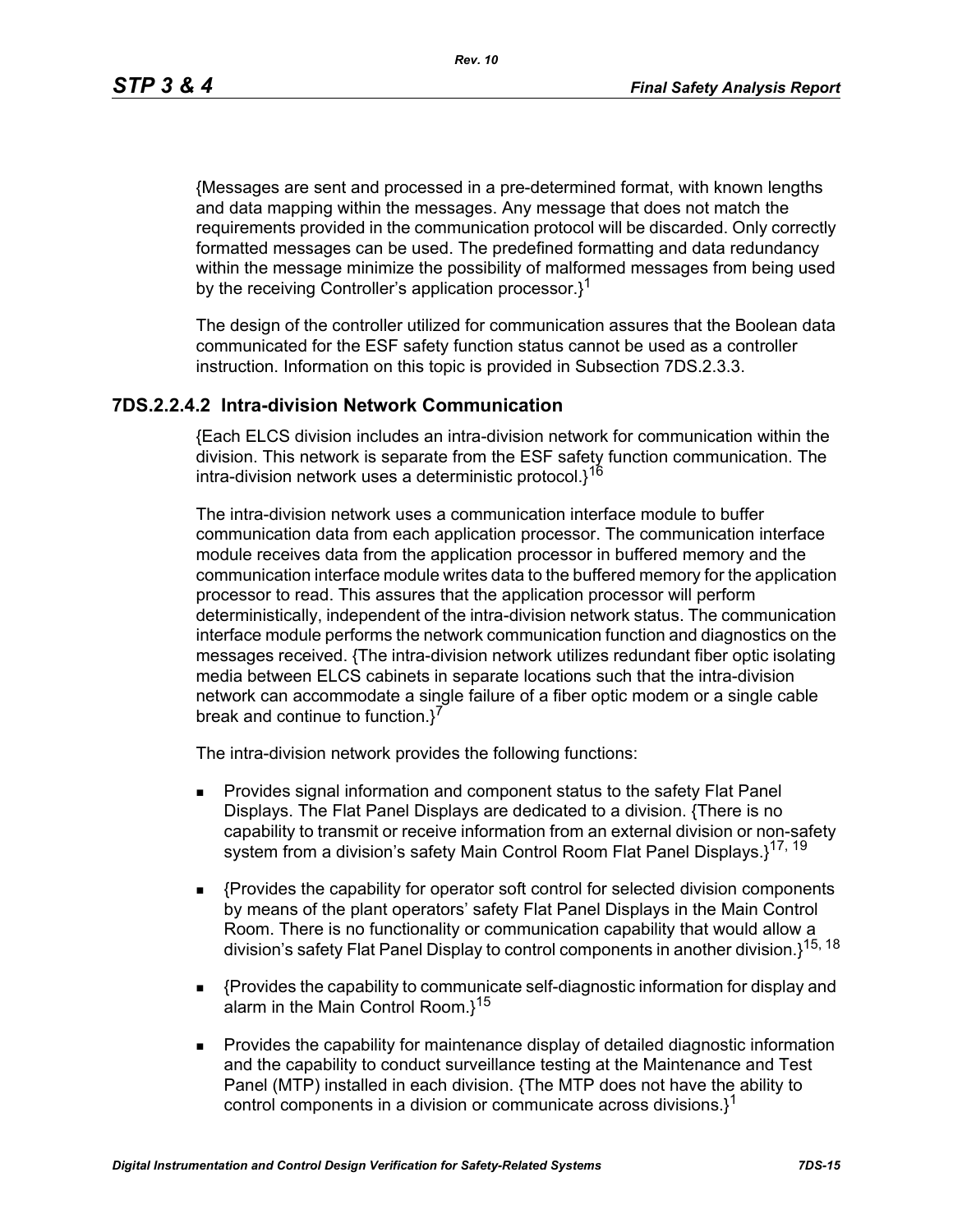{Messages are sent and processed in a pre-determined format, with known lengths and data mapping within the messages. Any message that does not match the requirements provided in the communication protocol will be discarded. Only correctly formatted messages can be used. The predefined formatting and data redundancy within the message minimize the possibility of malformed messages from being used by the receiving Controller's application processor.}[1]

The design of the controller utilized for communication assures that the Boolean data communicated for the ESF safety function status cannot be used as a controller instruction. Information on this topic is provided in Subsection 7DS.2.3.3.

### 7DS.2.2.4.2 Intra-division Network Communication

{Each ELCS division includes an intra-division network for communication within the division. This network is separate from the ESF safety function communication. The intra-division network uses a deterministic protocol.}[16]

The intra-division network uses a communication interface module to buffer communication data from each application processor. The communication interface module receives data from the application processor in buffered memory and the communication interface module writes data to the buffered memory for the application processor to read. This assures that the application processor will perform deterministically, independent of the intra-division network status. The communication interface module performs the network communication function and diagnostics on the messages received. {The intra-division network utilizes redundant fiber optic isolating media between ELCS cabinets in separate locations such that the intra-division network can accommodate a single failure of a fiber optic modem or a single cable break and continue to function.}[7]

The intra-division network provides the following functions:

- Provides signal information and component status to the safety Flat Panel Displays. The Flat Panel Displays are dedicated to a division. {There is no capability to transmit or receive information from an external division or non-safety system from a division's safety Main Control Room Flat Panel Displays.}[17, 19]
- {Provides the capability for operator soft control for selected division components by means of the plant operators' safety Flat Panel Displays in the Main Control Room. There is no functionality or communication capability that would allow a division's safety Flat Panel Display to control components in another division.}[15, 18]
- {Provides the capability to communicate self-diagnostic information for display and alarm in the Main Control Room.}[15]
- Provides the capability for maintenance display of detailed diagnostic information and the capability to conduct surveillance testing at the Maintenance and Test Panel (MTP) installed in each division. {The MTP does not have the ability to control components in a division or communicate across divisions.}[1]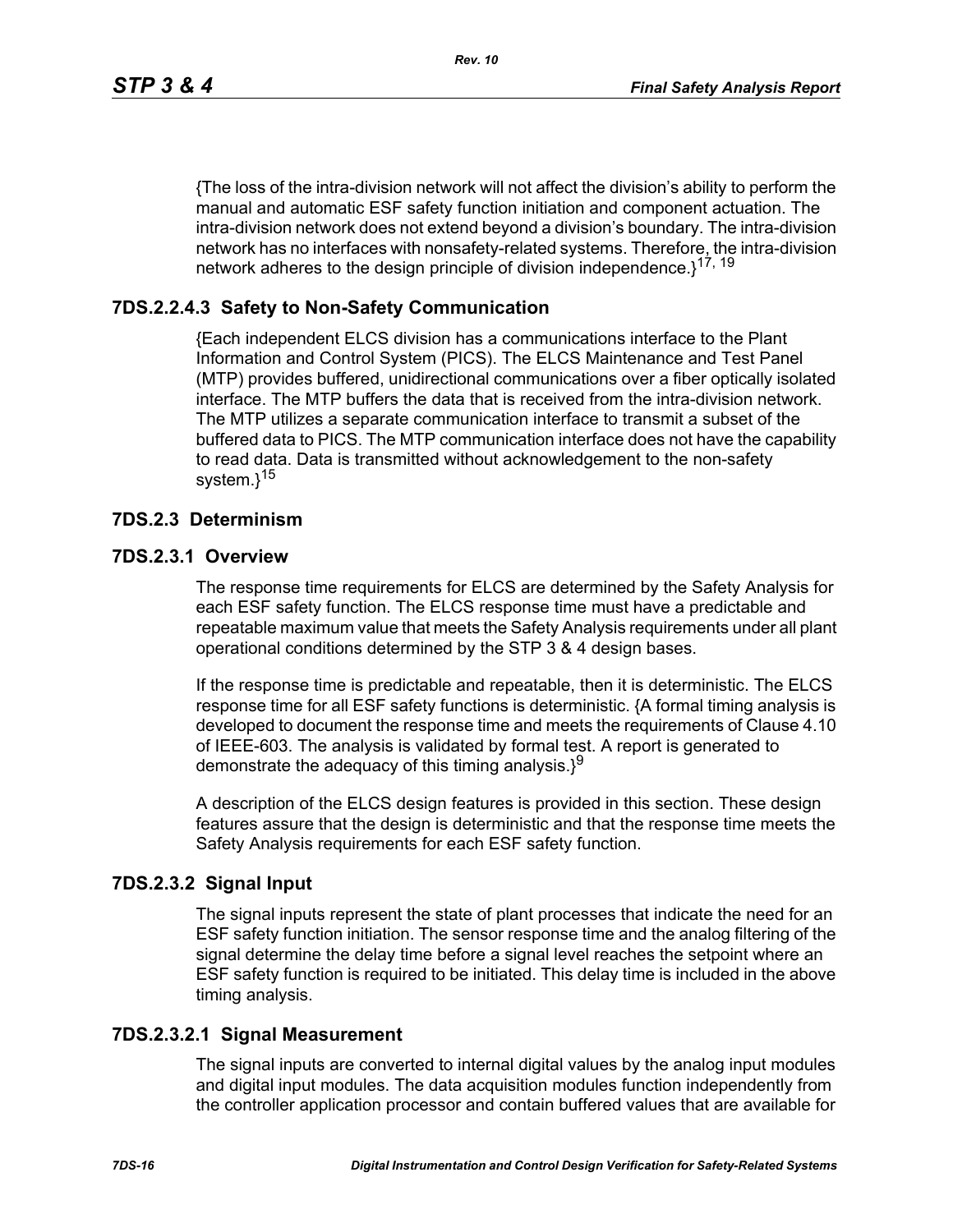{The loss of the intra-division network will not affect the division's ability to perform the manual and automatic ESF safety function initiation and component actuation. The intra-division network does not extend beyond a division's boundary. The intra-division network has no interfaces with nonsafety-related systems. Therefore, the intra-division network adheres to the design principle of division independence.}[17, 19]

#### 7DS.2.2.4.3 Safety to Non-Safety Communication

{Each independent ELCS division has a communications interface to the Plant Information and Control System (PICS). The ELCS Maintenance and Test Panel (MTP) provides buffered, unidirectional communications over a fiber optically isolated interface. The MTP buffers the data that is received from the intra-division network. The MTP utilizes a separate communication interface to transmit a subset of the buffered data to PICS. The MTP communication interface does not have the capability to read data. Data is transmitted without acknowledgement to the non-safety system.}[15]

## 7DS.2.3 Determinism

### 7DS.2.3.1 Overview

The response time requirements for ELCS are determined by the Safety Analysis for each ESF safety function. The ELCS response time must have a predictable and repeatable maximum value that meets the Safety Analysis requirements under all plant operational conditions determined by the STP 3 & 4 design bases.

If the response time is predictable and repeatable, then it is deterministic. The ELCS response time for all ESF safety functions is deterministic. {A formal timing analysis is developed to document the response time and meets the requirements of Clause 4.10 of IEEE-603. The analysis is validated by formal test. A report is generated to demonstrate the adequacy of this timing analysis.}[9]

A description of the ELCS design features is provided in this section. These design features assure that the design is deterministic and that the response time meets the Safety Analysis requirements for each ESF safety function.

### 7DS.2.3.2 Signal Input

The signal inputs represent the state of plant processes that indicate the need for an ESF safety function initiation. The sensor response time and the analog filtering of the signal determine the delay time before a signal level reaches the setpoint where an ESF safety function is required to be initiated. This delay time is included in the above timing analysis.

#### 7DS.2.3.2.1 Signal Measurement

The signal inputs are converted to internal digital values by the analog input modules and digital input modules. The data acquisition modules function independently from the controller application processor and contain buffered values that are available for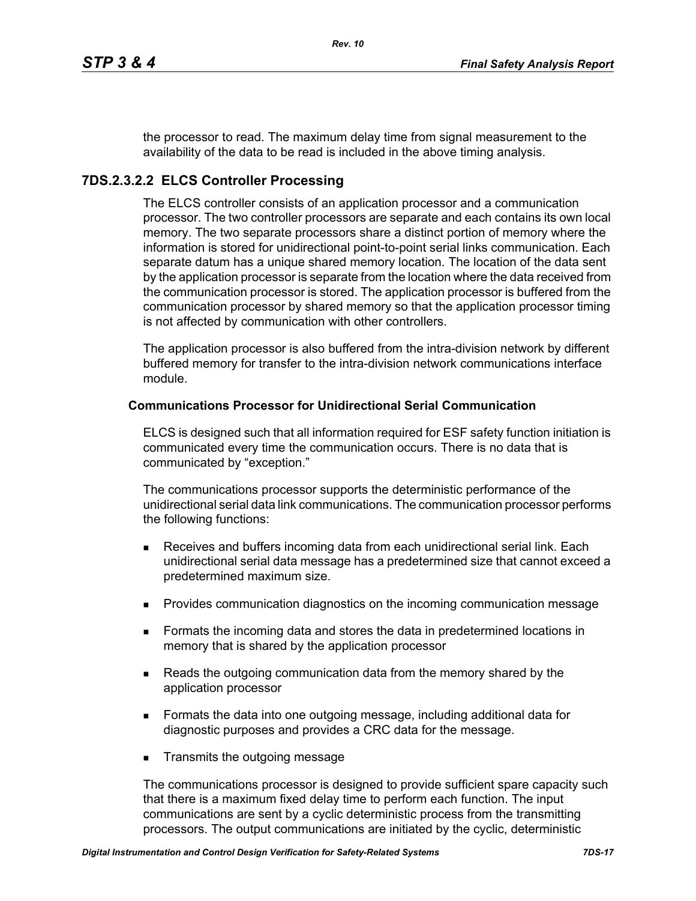the processor to read. The maximum delay time from signal measurement to the availability of the data to be read is included in the above timing analysis.

### 7DS.2.3.2.2 ELCS Controller Processing

The ELCS controller consists of an application processor and a communication processor. The two controller processors are separate and each contains its own local memory. The two separate processors share a distinct portion of memory where the information is stored for unidirectional point-to-point serial links communication. Each separate datum has a unique shared memory location. The location of the data sent by the application processor is separate from the location where the data received from the communication processor is stored. The application processor is buffered from the communication processor by shared memory so that the application processor timing is not affected by communication with other controllers.

The application processor is also buffered from the intra-division network by different buffered memory for transfer to the intra-division network communications interface module.

**Communications Processor for Unidirectional Serial Communication**

ELCS is designed such that all information required for ESF safety function initiation is communicated every time the communication occurs. There is no data that is communicated by "exception."

The communications processor supports the deterministic performance of the unidirectional serial data link communications. The communication processor performs the following functions:

- Receives and buffers incoming data from each unidirectional serial link. Each unidirectional serial data message has a predetermined size that cannot exceed a predetermined maximum size.
- Provides communication diagnostics on the incoming communication message
- Formats the incoming data and stores the data in predetermined locations in memory that is shared by the application processor
- Reads the outgoing communication data from the memory shared by the application processor
- Formats the data into one outgoing message, including additional data for diagnostic purposes and provides a CRC data for the message.
- Transmits the outgoing message

The communications processor is designed to provide sufficient spare capacity such that there is a maximum fixed delay time to perform each function. The input communications are sent by a cyclic deterministic process from the transmitting processors. The output communications are initiated by the cyclic, deterministic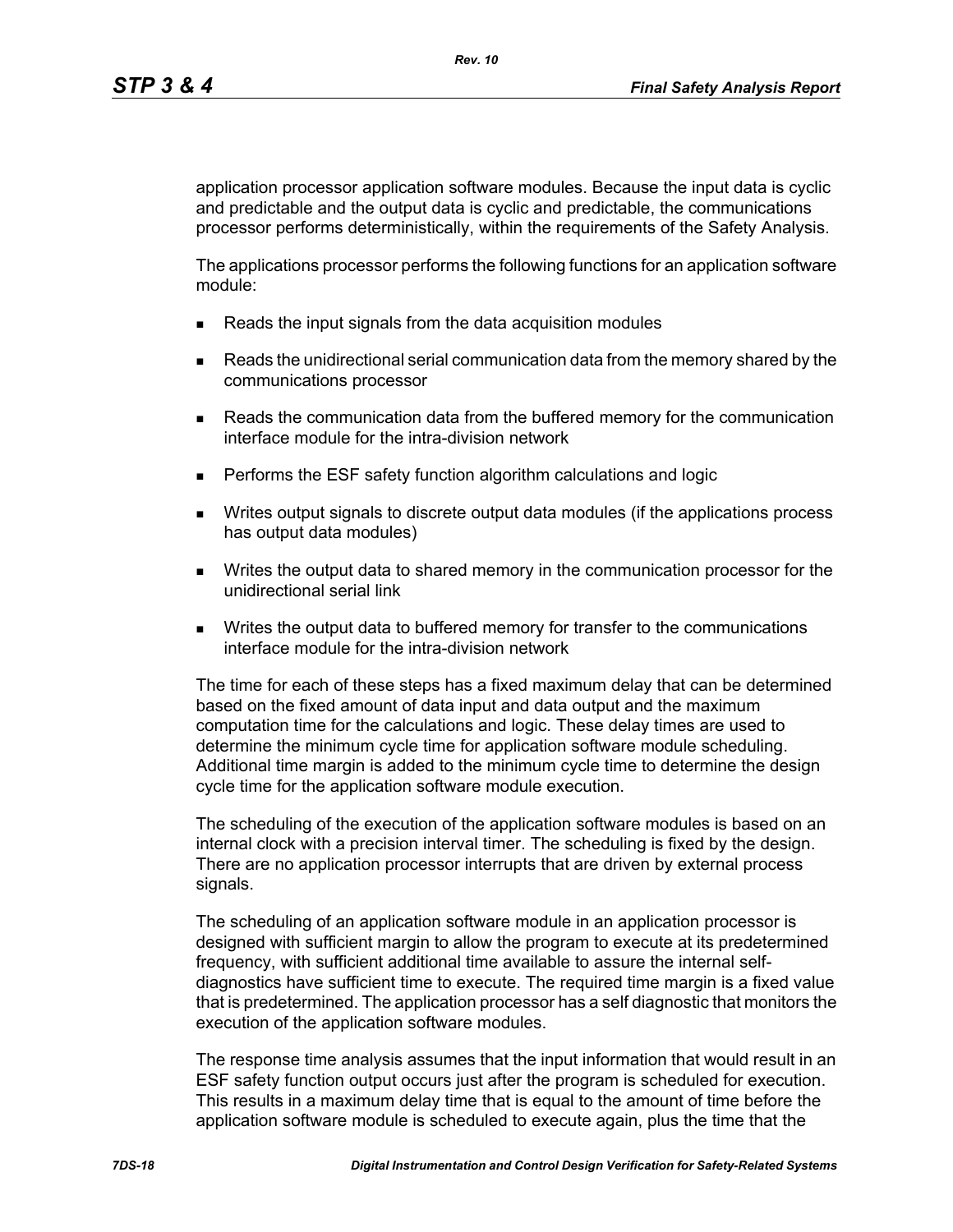application processor application software modules. Because the input data is cyclic and predictable and the output data is cyclic and predictable, the communications processor performs deterministically, within the requirements of the Safety Analysis.

The applications processor performs the following functions for an application software module:

- Reads the input signals from the data acquisition modules
- Reads the unidirectional serial communication data from the memory shared by the communications processor
- Reads the communication data from the buffered memory for the communication interface module for the intra-division network
- Performs the ESF safety function algorithm calculations and logic
- Writes output signals to discrete output data modules (if the applications process has output data modules)
- Writes the output data to shared memory in the communication processor for the unidirectional serial link
- Writes the output data to buffered memory for transfer to the communications interface module for the intra-division network

The time for each of these steps has a fixed maximum delay that can be determined based on the fixed amount of data input and data output and the maximum computation time for the calculations and logic. These delay times are used to determine the minimum cycle time for application software module scheduling. Additional time margin is added to the minimum cycle time to determine the design cycle time for the application software module execution.

The scheduling of the execution of the application software modules is based on an internal clock with a precision interval timer. The scheduling is fixed by the design. There are no application processor interrupts that are driven by external process signals.

The scheduling of an application software module in an application processor is designed with sufficient margin to allow the program to execute at its predetermined frequency, with sufficient additional time available to assure the internal self-diagnostics have sufficient time to execute. The required time margin is a fixed value that is predetermined. The application processor has a self diagnostic that monitors the execution of the application software modules.

The response time analysis assumes that the input information that would result in an ESF safety function output occurs just after the program is scheduled for execution. This results in a maximum delay time that is equal to the amount of time before the application software module is scheduled to execute again, plus the time that the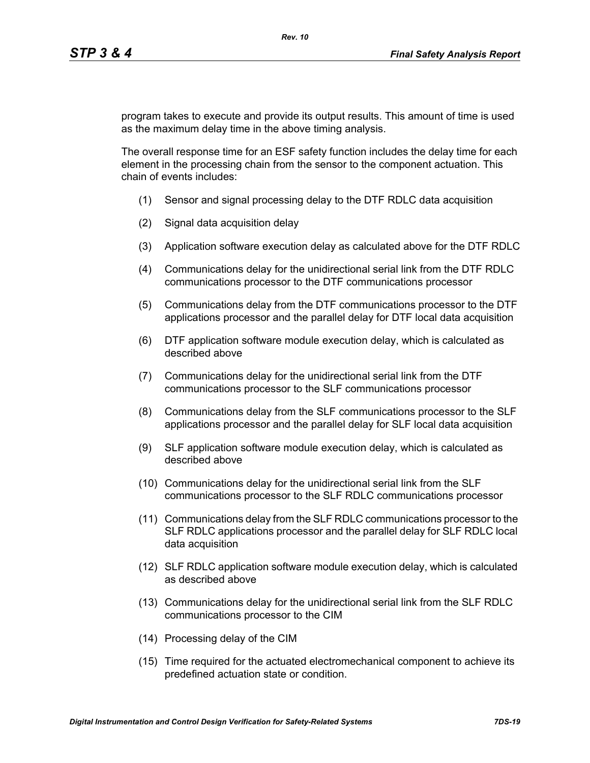program takes to execute and provide its output results. This amount of time is used as the maximum delay time in the above timing analysis.

The overall response time for an ESF safety function includes the delay time for each element in the processing chain from the sensor to the component actuation. This chain of events includes:

(1) Sensor and signal processing delay to the DTF RDLC data acquisition

(2) Signal data acquisition delay

(3) Application software execution delay as calculated above for the DTF RDLC

(4) Communications delay for the unidirectional serial link from the DTF RDLC communications processor to the DTF communications processor

(5) Communications delay from the DTF communications processor to the DTF applications processor and the parallel delay for DTF local data acquisition

(6) DTF application software module execution delay, which is calculated as described above

(7) Communications delay for the unidirectional serial link from the DTF communications processor to the SLF communications processor

(8) Communications delay from the SLF communications processor to the SLF applications processor and the parallel delay for SLF local data acquisition

(9) SLF application software module execution delay, which is calculated as described above

(10) Communications delay for the unidirectional serial link from the SLF communications processor to the SLF RDLC communications processor

(11) Communications delay from the SLF RDLC communications processor to the SLF RDLC applications processor and the parallel delay for SLF RDLC local data acquisition

(12) SLF RDLC application software module execution delay, which is calculated as described above

(13) Communications delay for the unidirectional serial link from the SLF RDLC communications processor to the CIM

(14) Processing delay of the CIM

(15) Time required for the actuated electromechanical component to achieve its predefined actuation state or condition.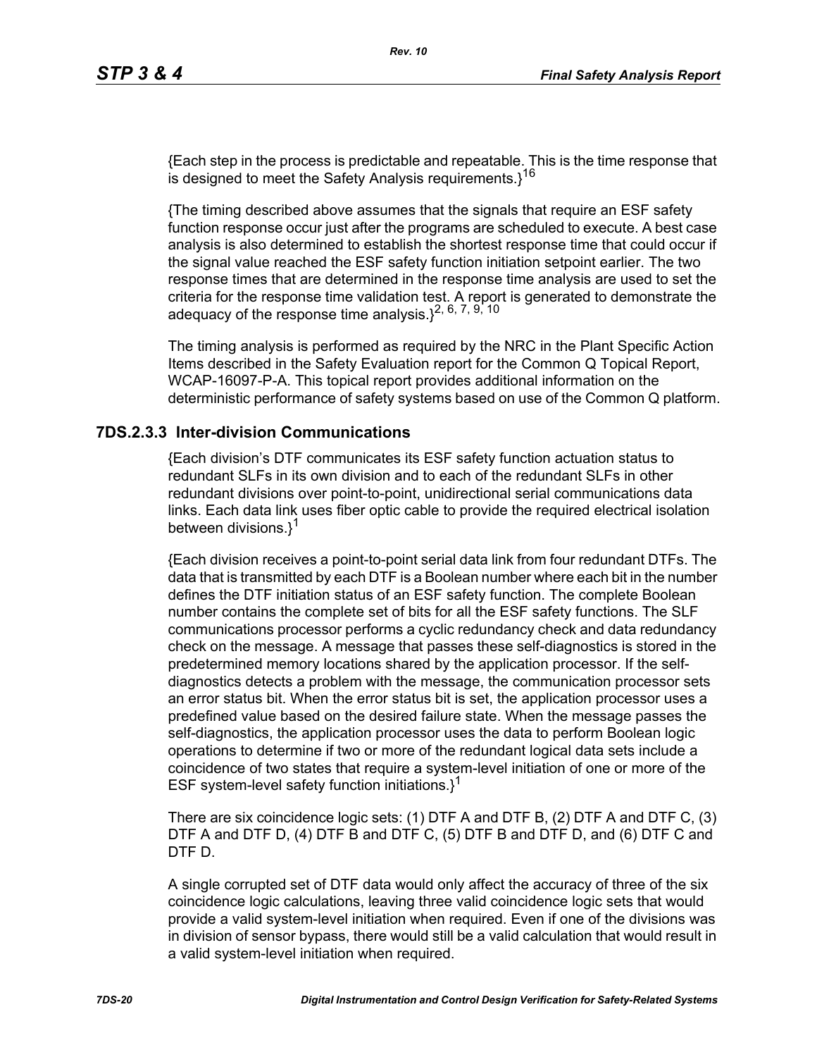{Each step in the process is predictable and repeatable. This is the time response that is designed to meet the Safety Analysis requirements.}[16]

{The timing described above assumes that the signals that require an ESF safety function response occur just after the programs are scheduled to execute. A best case analysis is also determined to establish the shortest response time that could occur if the signal value reached the ESF safety function initiation setpoint earlier. The two response times that are determined in the response time analysis are used to set the criteria for the response time validation test. A report is generated to demonstrate the adequacy of the response time analysis.}[2, 6, 7, 9, 10]

The timing analysis is performed as required by the NRC in the Plant Specific Action Items described in the Safety Evaluation report for the Common Q Topical Report, WCAP-16097-P-A. This topical report provides additional information on the deterministic performance of safety systems based on use of the Common Q platform.

### 7DS.2.3.3 Inter-division Communications

{Each division's DTF communicates its ESF safety function actuation status to redundant SLFs in its own division and to each of the redundant SLFs in other redundant divisions over point-to-point, unidirectional serial communications data links. Each data link uses fiber optic cable to provide the required electrical isolation between divisions.}[1]

{Each division receives a point-to-point serial data link from four redundant DTFs. The data that is transmitted by each DTF is a Boolean number where each bit in the number defines the DTF initiation status of an ESF safety function. The complete Boolean number contains the complete set of bits for all the ESF safety functions. The SLF communications processor performs a cyclic redundancy check and data redundancy check on the message. A message that passes these self-diagnostics is stored in the predetermined memory locations shared by the application processor. If the self-diagnostics detects a problem with the message, the communication processor sets an error status bit. When the error status bit is set, the application processor uses a predefined value based on the desired failure state. When the message passes the self-diagnostics, the application processor uses the data to perform Boolean logic operations to determine if two or more of the redundant logical data sets include a coincidence of two states that require a system-level initiation of one or more of the ESF system-level safety function initiations.}[1]

There are six coincidence logic sets: (1) DTF A and DTF B, (2) DTF A and DTF C, (3) DTF A and DTF D, (4) DTF B and DTF C, (5) DTF B and DTF D, and (6) DTF C and DTF D.

A single corrupted set of DTF data would only affect the accuracy of three of the six coincidence logic calculations, leaving three valid coincidence logic sets that would provide a valid system-level initiation when required. Even if one of the divisions was in division of sensor bypass, there would still be a valid calculation that would result in a valid system-level initiation when required.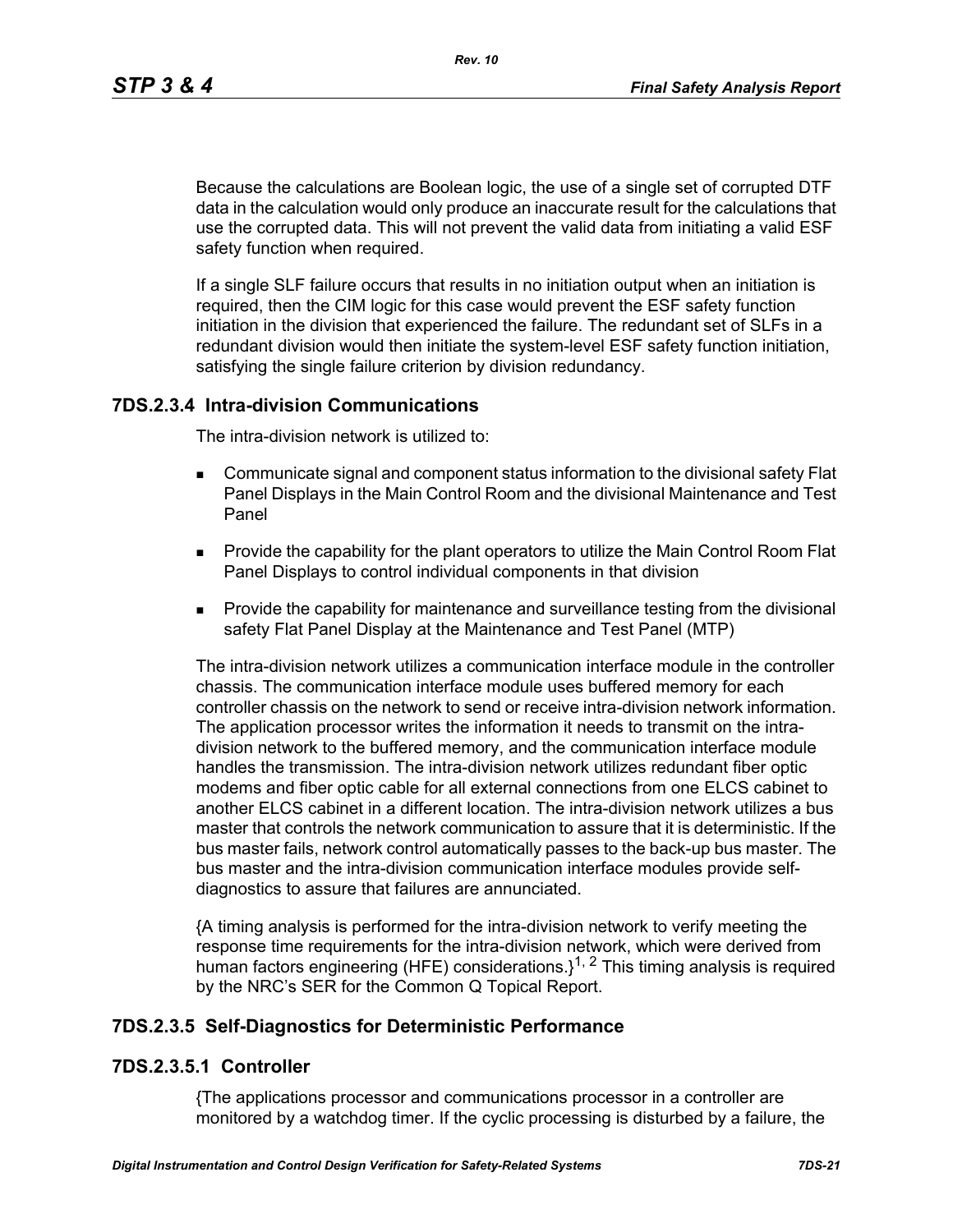Because the calculations are Boolean logic, the use of a single set of corrupted DTF data in the calculation would only produce an inaccurate result for the calculations that use the corrupted data. This will not prevent the valid data from initiating a valid ESF safety function when required.

If a single SLF failure occurs that results in no initiation output when an initiation is required, then the CIM logic for this case would prevent the ESF safety function initiation in the division that experienced the failure. The redundant set of SLFs in a redundant division would then initiate the system-level ESF safety function initiation, satisfying the single failure criterion by division redundancy.

### 7DS.2.3.4 Intra-division Communications

The intra-division network is utilized to:

- Communicate signal and component status information to the divisional safety Flat Panel Displays in the Main Control Room and the divisional Maintenance and Test Panel
- Provide the capability for the plant operators to utilize the Main Control Room Flat Panel Displays to control individual components in that division
- Provide the capability for maintenance and surveillance testing from the divisional safety Flat Panel Display at the Maintenance and Test Panel (MTP)

The intra-division network utilizes a communication interface module in the controller chassis. The communication interface module uses buffered memory for each controller chassis on the network to send or receive intra-division network information. The application processor writes the information it needs to transmit on the intra-division network to the buffered memory, and the communication interface module handles the transmission. The intra-division network utilizes redundant fiber optic modems and fiber optic cable for all external connections from one ELCS cabinet to another ELCS cabinet in a different location. The intra-division network utilizes a bus master that controls the network communication to assure that it is deterministic. If the bus master fails, network control automatically passes to the back-up bus master. The bus master and the intra-division communication interface modules provide self-diagnostics to assure that failures are annunciated.

{A timing analysis is performed for the intra-division network to verify meeting the response time requirements for the intra-division network, which were derived from human factors engineering (HFE) considerations.}[1, 2] This timing analysis is required by the NRC's SER for the Common Q Topical Report.

### 7DS.2.3.5 Self-Diagnostics for Deterministic Performance

#### 7DS.2.3.5.1 Controller

{The applications processor and communications processor in a controller are monitored by a watchdog timer. If the cyclic processing is disturbed by a failure, the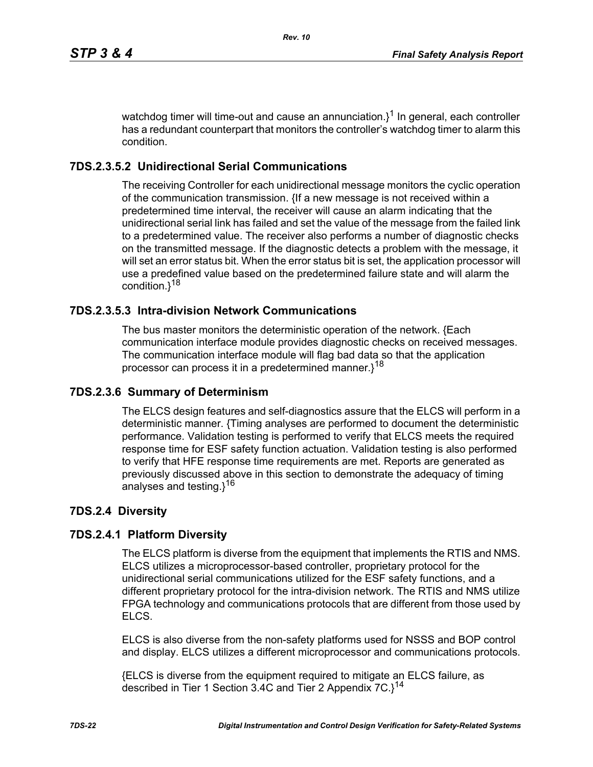watchdog timer will time-out and cause an annunciation.}[1] In general, each controller has a redundant counterpart that monitors the controller's watchdog timer to alarm this condition.

### 7DS.2.3.5.2 Unidirectional Serial Communications

The receiving Controller for each unidirectional message monitors the cyclic operation of the communication transmission. {If a new message is not received within a predetermined time interval, the receiver will cause an alarm indicating that the unidirectional serial link has failed and set the value of the message from the failed link to a predetermined value. The receiver also performs a number of diagnostic checks on the transmitted message. If the diagnostic detects a problem with the message, it will set an error status bit. When the error status bit is set, the application processor will use a predefined value based on the predetermined failure state and will alarm the condition.}[18]

### 7DS.2.3.5.3 Intra-division Network Communications

The bus master monitors the deterministic operation of the network. {Each communication interface module provides diagnostic checks on received messages. The communication interface module will flag bad data so that the application processor can process it in a predetermined manner.}[18]

### 7DS.2.3.6 Summary of Determinism

The ELCS design features and self-diagnostics assure that the ELCS will perform in a deterministic manner. {Timing analyses are performed to document the deterministic performance. Validation testing is performed to verify that ELCS meets the required response time for ESF safety function actuation. Validation testing is also performed to verify that HFE response time requirements are met. Reports are generated as previously discussed above in this section to demonstrate the adequacy of timing analyses and testing.}[16]

## 7DS.2.4 Diversity

### 7DS.2.4.1 Platform Diversity

The ELCS platform is diverse from the equipment that implements the RTIS and NMS. ELCS utilizes a microprocessor-based controller, proprietary protocol for the unidirectional serial communications utilized for the ESF safety functions, and a different proprietary protocol for the intra-division network. The RTIS and NMS utilize FPGA technology and communications protocols that are different from those used by ELCS.

ELCS is also diverse from the non-safety platforms used for NSSS and BOP control and display. ELCS utilizes a different microprocessor and communications protocols.

{ELCS is diverse from the equipment required to mitigate an ELCS failure, as described in Tier 1 Section 3.4C and Tier 2 Appendix 7C.}[14]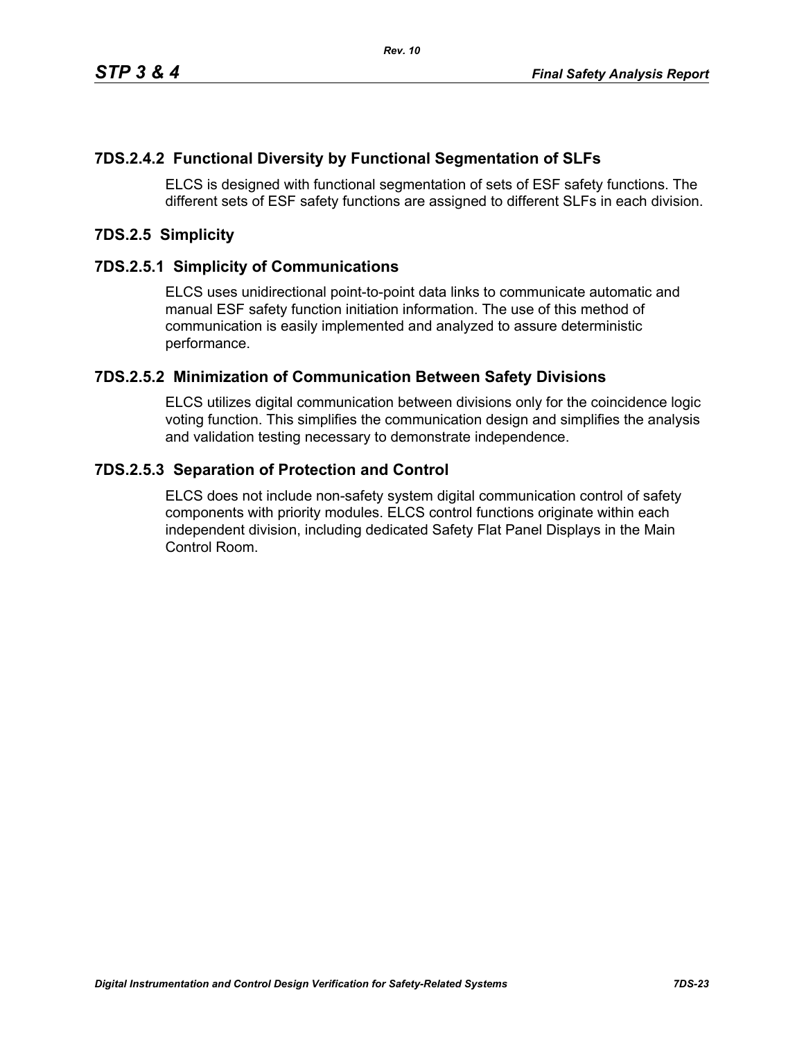### 7DS.2.4.2 Functional Diversity by Functional Segmentation of SLFs

ELCS is designed with functional segmentation of sets of ESF safety functions. The different sets of ESF safety functions are assigned to different SLFs in each division.

## 7DS.2.5 Simplicity

### 7DS.2.5.1 Simplicity of Communications

ELCS uses unidirectional point-to-point data links to communicate automatic and manual ESF safety function initiation information. The use of this method of communication is easily implemented and analyzed to assure deterministic performance.

### 7DS.2.5.2 Minimization of Communication Between Safety Divisions

ELCS utilizes digital communication between divisions only for the coincidence logic voting function. This simplifies the communication design and simplifies the analysis and validation testing necessary to demonstrate independence.

### 7DS.2.5.3 Separation of Protection and Control

ELCS does not include non-safety system digital communication control of safety components with priority modules. ELCS control functions originate within each independent division, including dedicated Safety Flat Panel Displays in the Main Control Room.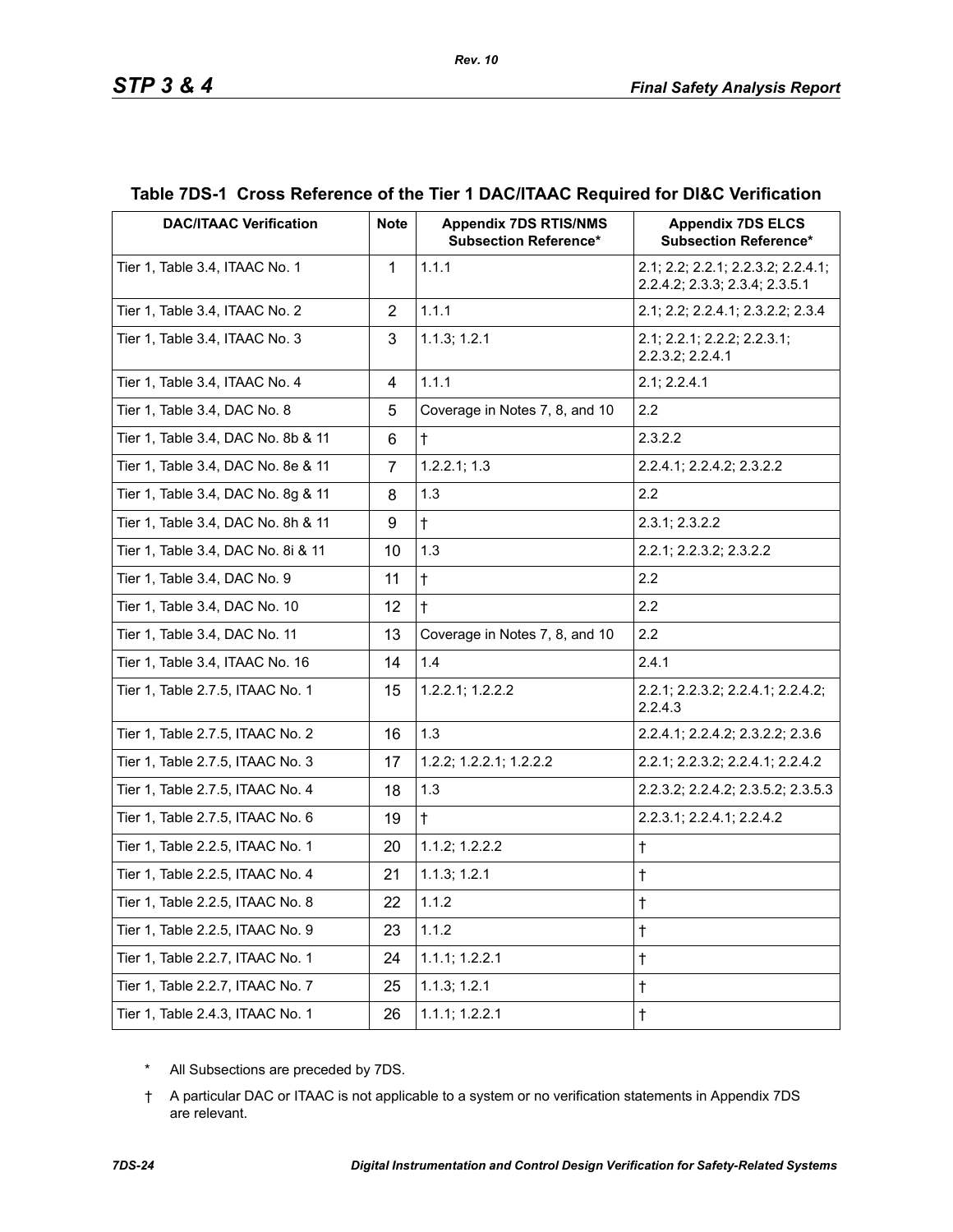## Table 7DS-1 Cross Reference of the Tier 1 DAC/ITAAC Required for DI&C Verification

| DAC/ITAAC Verification | Note | Appendix 7DS RTIS/NMS Subsection Reference* | Appendix 7DS ELCS Subsection Reference* |
|---|---|---|---|
| Tier 1, Table 3.4, ITAAC No. 1 | 1 | 1.1.1 | 2.1; 2.2; 2.2.1; 2.2.3.2; 2.2.4.1; 2.2.4.2; 2.3.3; 2.3.4; 2.3.5.1 |
| Tier 1, Table 3.4, ITAAC No. 2 | 2 | 1.1.1 | 2.1; 2.2; 2.2.4.1; 2.3.2.2; 2.3.4 |
| Tier 1, Table 3.4, ITAAC No. 3 | 3 | 1.1.3; 1.2.1 | 2.1; 2.2.1; 2.2.2; 2.2.3.1; 2.2.3.2; 2.2.4.1 |
| Tier 1, Table 3.4, ITAAC No. 4 | 4 | 1.1.1 | 2.1; 2.2.4.1 |
| Tier 1, Table 3.4, DAC No. 8 | 5 | Coverage in Notes 7, 8, and 10 | 2.2 |
| Tier 1, Table 3.4, DAC No. 8b & 11 | 6 | † | 2.3.2.2 |
| Tier 1, Table 3.4, DAC No. 8e & 11 | 7 | 1.2.2.1; 1.3 | 2.2.4.1; 2.2.4.2; 2.3.2.2 |
| Tier 1, Table 3.4, DAC No. 8g & 11 | 8 | 1.3 | 2.2 |
| Tier 1, Table 3.4, DAC No. 8h & 11 | 9 | † | 2.3.1; 2.3.2.2 |
| Tier 1, Table 3.4, DAC No. 8i & 11 | 10 | 1.3 | 2.2.1; 2.2.3.2; 2.3.2.2 |
| Tier 1, Table 3.4, DAC No. 9 | 11 | † | 2.2 |
| Tier 1, Table 3.4, DAC No. 10 | 12 | † | 2.2 |
| Tier 1, Table 3.4, DAC No. 11 | 13 | Coverage in Notes 7, 8, and 10 | 2.2 |
| Tier 1, Table 3.4, ITAAC No. 16 | 14 | 1.4 | 2.4.1 |
| Tier 1, Table 2.7.5, ITAAC No. 1 | 15 | 1.2.2.1; 1.2.2.2 | 2.2.1; 2.2.3.2; 2.2.4.1; 2.2.4.2; 2.2.4.3 |
| Tier 1, Table 2.7.5, ITAAC No. 2 | 16 | 1.3 | 2.2.4.1; 2.2.4.2; 2.3.2.2; 2.3.6 |
| Tier 1, Table 2.7.5, ITAAC No. 3 | 17 | 1.2.2; 1.2.2.1; 1.2.2.2 | 2.2.1; 2.2.3.2; 2.2.4.1; 2.2.4.2 |
| Tier 1, Table 2.7.5, ITAAC No. 4 | 18 | 1.3 | 2.2.3.2; 2.2.4.2; 2.3.5.2; 2.3.5.3 |
| Tier 1, Table 2.7.5, ITAAC No. 6 | 19 | † | 2.2.3.1; 2.2.4.1; 2.2.4.2 |
| Tier 1, Table 2.2.5, ITAAC No. 1 | 20 | 1.1.2; 1.2.2.2 | † |
| Tier 1, Table 2.2.5, ITAAC No. 4 | 21 | 1.1.3; 1.2.1 | † |
| Tier 1, Table 2.2.5, ITAAC No. 8 | 22 | 1.1.2 | † |
| Tier 1, Table 2.2.5, ITAAC No. 9 | 23 | 1.1.2 | † |
| Tier 1, Table 2.2.7, ITAAC No. 1 | 24 | 1.1.1; 1.2.2.1 | † |
| Tier 1, Table 2.2.7, ITAAC No. 7 | 25 | 1.1.3; 1.2.1 | † |
| Tier 1, Table 2.4.3, ITAAC No. 1 | 26 | 1.1.1; 1.2.2.1 | † |

\* All Subsections are preceded by 7DS.

† A particular DAC or ITAAC is not applicable to a system or no verification statements in Appendix 7DS are relevant.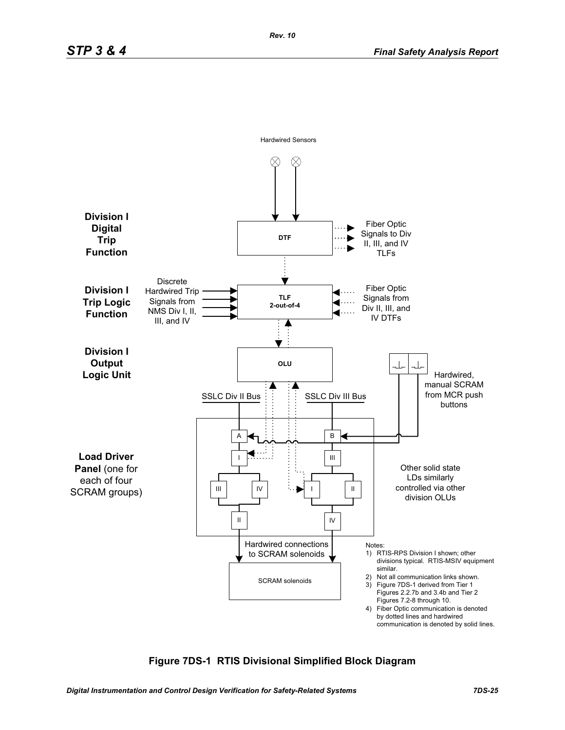Hardwired Sensors

**Division I Digital Trip Function**

DTF

Fiber Optic Signals to Div II, III, and IV TLFs

**Division I Trip Logic Function**

Discrete Hardwired Trip Signals from NMS Div I, II, III, and IV

TLF 2-out-of-4

Fiber Optic Signals from Div II, III, and IV DTFs

**Division I Output Logic Unit**

OLU

Hardwired, manual SCRAM from MCR push buttons

SSLC Div II Bus

SSLC Div III Bus

**Load Driver Panel** (one for each of four SCRAM groups)

A

B

I

III

III

IV

I

II

II

IV

Other solid state LDs similarly controlled via other division OLUs

Hardwired connections to SCRAM solenoids

SCRAM solenoids

Notes:

1) RTIS-RPS Division I shown; other divisions typical. RTIS-MSIV equipment similar.
2) Not all communication links shown.
3) Figure 7DS-1 derived from Tier 1 Figures 2.2.7b and 3.4b and Tier 2 Figures 7.2-8 through 10.
4) Fiber Optic communication is denoted by dotted lines and hardwired communication is denoted by solid lines.

**Figure 7DS-1 RTIS Divisional Simplified Block Diagram**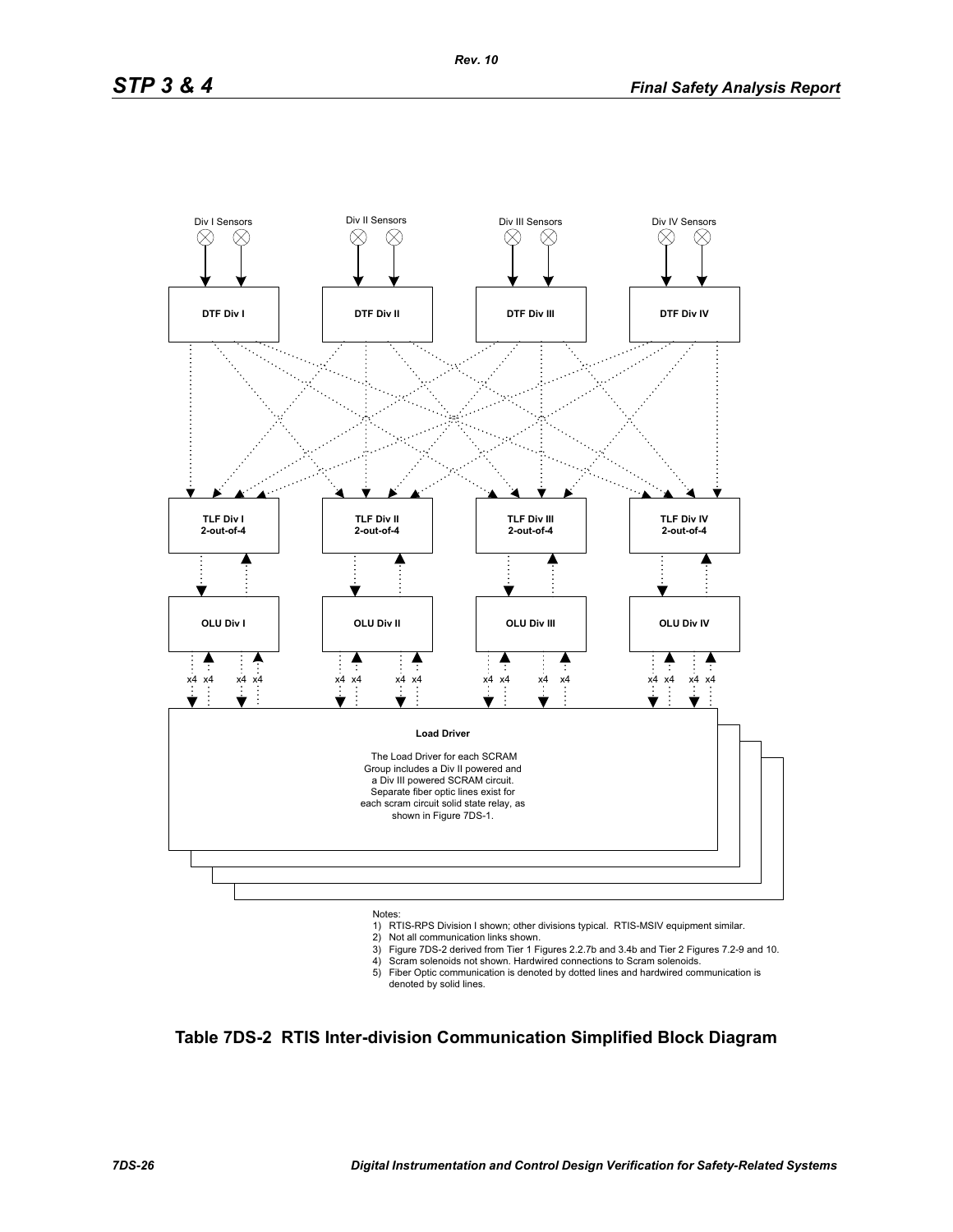Div I Sensors

Div II Sensors

Div III Sensors

Div IV Sensors

**DTF Div I**

**DTF Div II**

**DTF Div III**

**DTF Div IV**

**TLF Div I**
**2-out-of-4**

**TLF Div II**
**2-out-of-4**

**TLF Div III**
**2-out-of-4**

**TLF Div IV**
**2-out-of-4**

**OLU Div I**

**OLU Div II**

**OLU Div III**

**OLU Div IV**

x4 x4 x4 x4 x4 x4 x4 x4 x4 x4 x4 x4 x4 x4 x4 x4

**Load Driver**

The Load Driver for each SCRAM Group includes a Div II powered and a Div III powered SCRAM circuit. Separate fiber optic lines exist for each scram circuit solid state relay, as shown in Figure 7DS-1.

Notes:

1) RTIS-RPS Division I shown; other divisions typical. RTIS-MSIV equipment similar.
2) Not all communication links shown.
3) Figure 7DS-2 derived from Tier 1 Figures 2.2.7b and 3.4b and Tier 2 Figures 7.2-9 and 10.
4) Scram solenoids not shown. Hardwired connections to Scram solenoids.
5) Fiber Optic communication is denoted by dotted lines and hardwired communication is denoted by solid lines.

**Table 7DS-2 RTIS Inter-division Communication Simplified Block Diagram**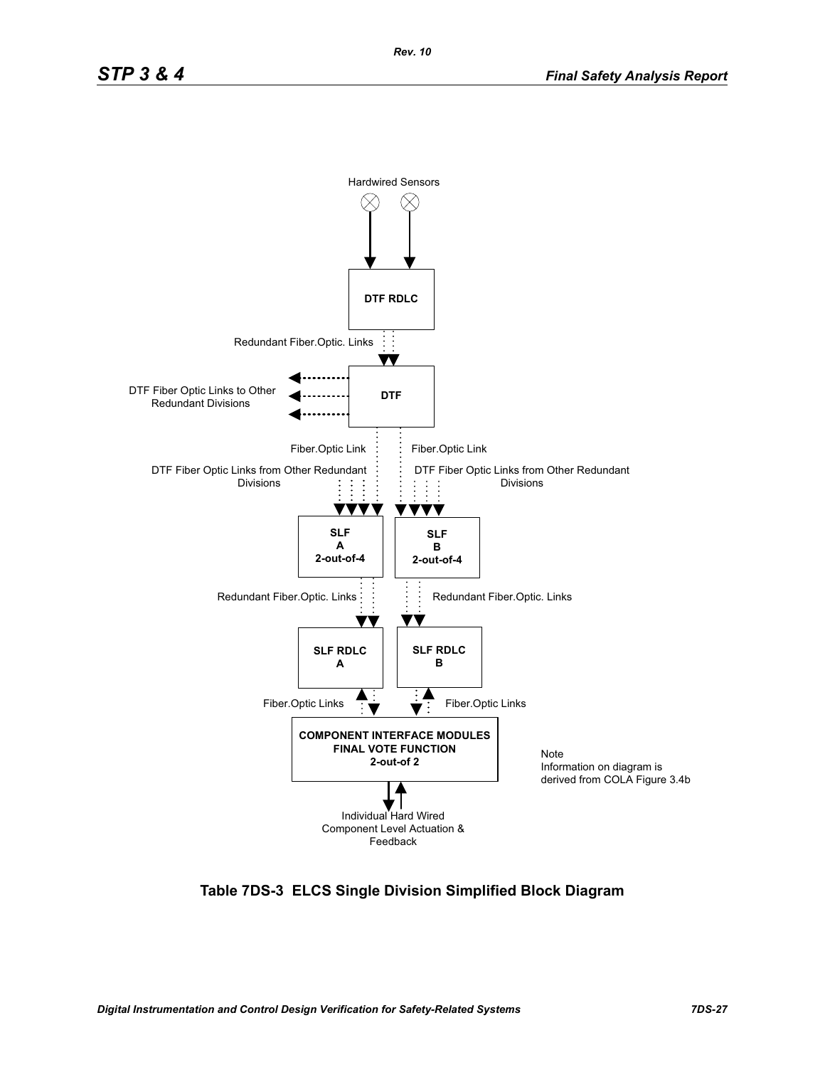Hardwired Sensors

DTF RDLC

Redundant Fiber.Optic. Links

DTF

DTF Fiber Optic Links to Other Redundant Divisions

Fiber.Optic Link

Fiber.Optic Link

DTF Fiber Optic Links from Other Redundant Divisions

DTF Fiber Optic Links from Other Redundant Divisions

**SLF A 2-out-of-4**

**SLF B 2-out-of-4**

Redundant Fiber.Optic. Links

Redundant Fiber.Optic. Links

**SLF RDLC A**

**SLF RDLC B**

Fiber.Optic Links

Fiber.Optic Links

**COMPONENT INTERFACE MODULES FINAL VOTE FUNCTION 2-out-of 2**

Note
Information on diagram is derived from COLA Figure 3.4b

Individual Hard Wired Component Level Actuation & Feedback

**Table 7DS-3 ELCS Single Division Simplified Block Diagram**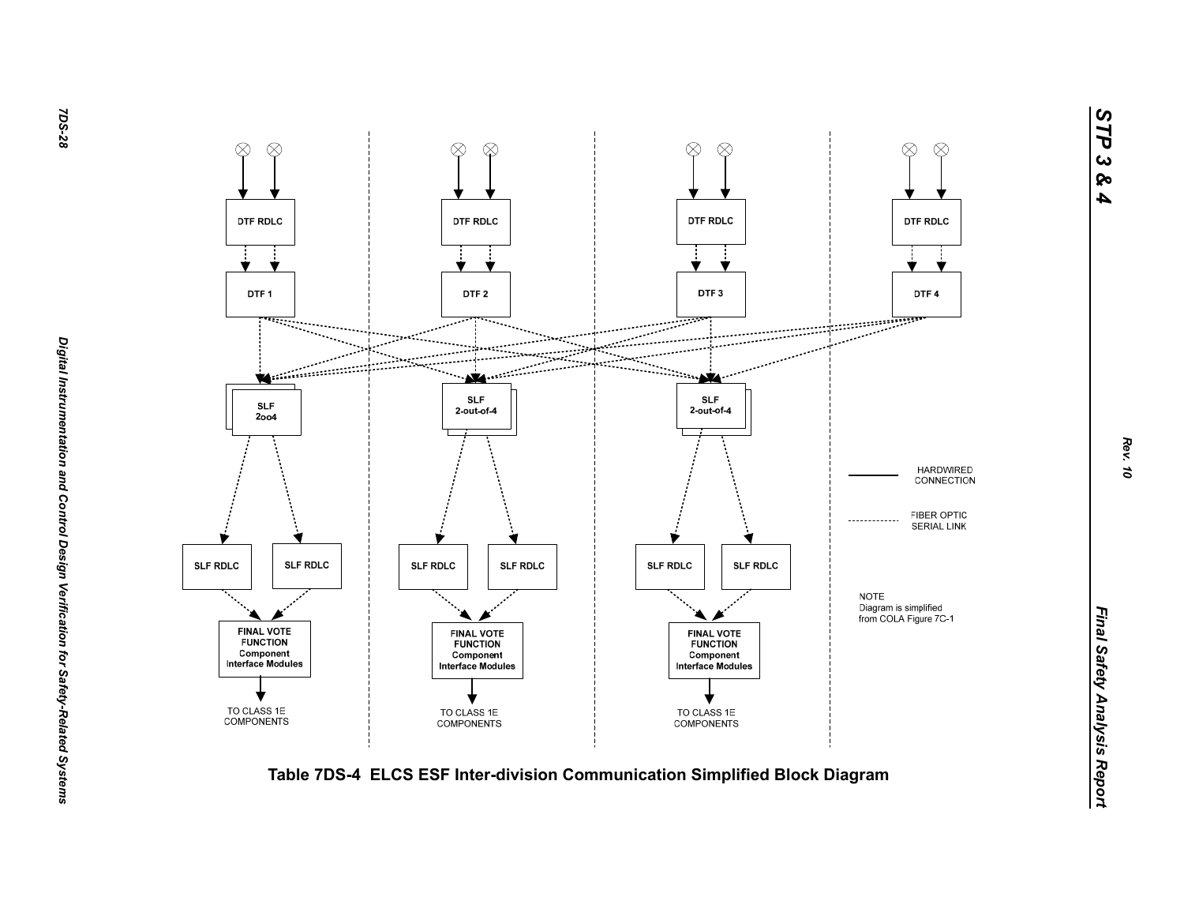DTF RDLC

DTF RDLC

DTF RDLC

DTF RDLC

DTF 1

DTF 2

DTF 3

DTF 4

SLF 2oo4

SLF 2-out-of-4

SLF 2-out-of-4

SLF RDLC

SLF RDLC

SLF RDLC

SLF RDLC

SLF RDLC

SLF RDLC

FINAL VOTE FUNCTION Component Interface Modules

FINAL VOTE FUNCTION Component Interface Modules

FINAL VOTE FUNCTION Component Interface Modules

TO CLASS 1E COMPONENTS

TO CLASS 1E COMPONENTS

TO CLASS 1E COMPONENTS

HARDWIRED CONNECTION

FIBER OPTIC SERIAL LINK

NOTE
Diagram is simplified from COLA Figure 7C-1

**Table 7DS-4 ELCS ESF Inter-division Communication Simplified Block Diagram**